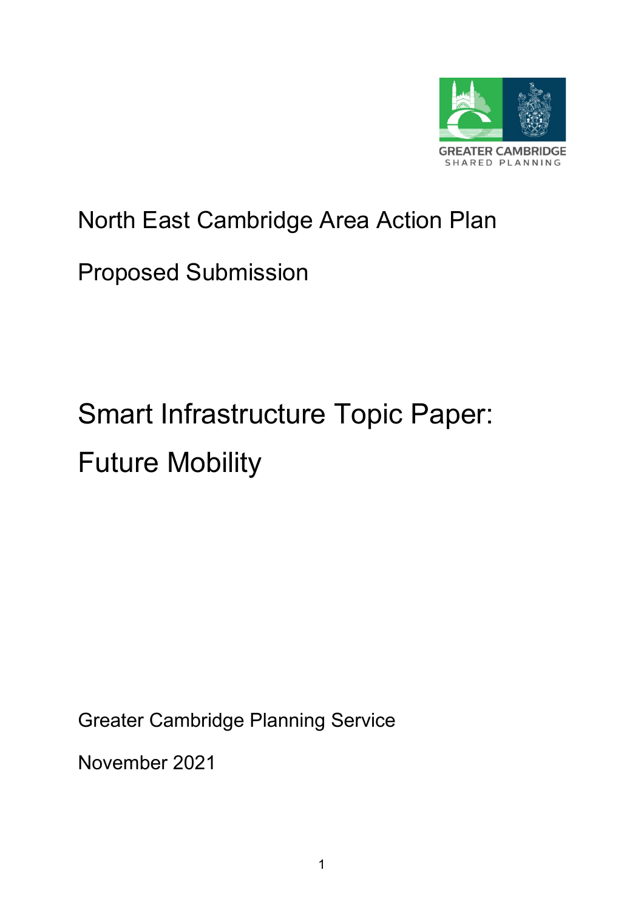GREATER CAMBRIDGE
SHARED PLANNING

North East Cambridge Area Action Plan

Proposed Submission

# Smart Infrastructure Topic Paper: Future Mobility

Greater Cambridge Planning Service

November 2021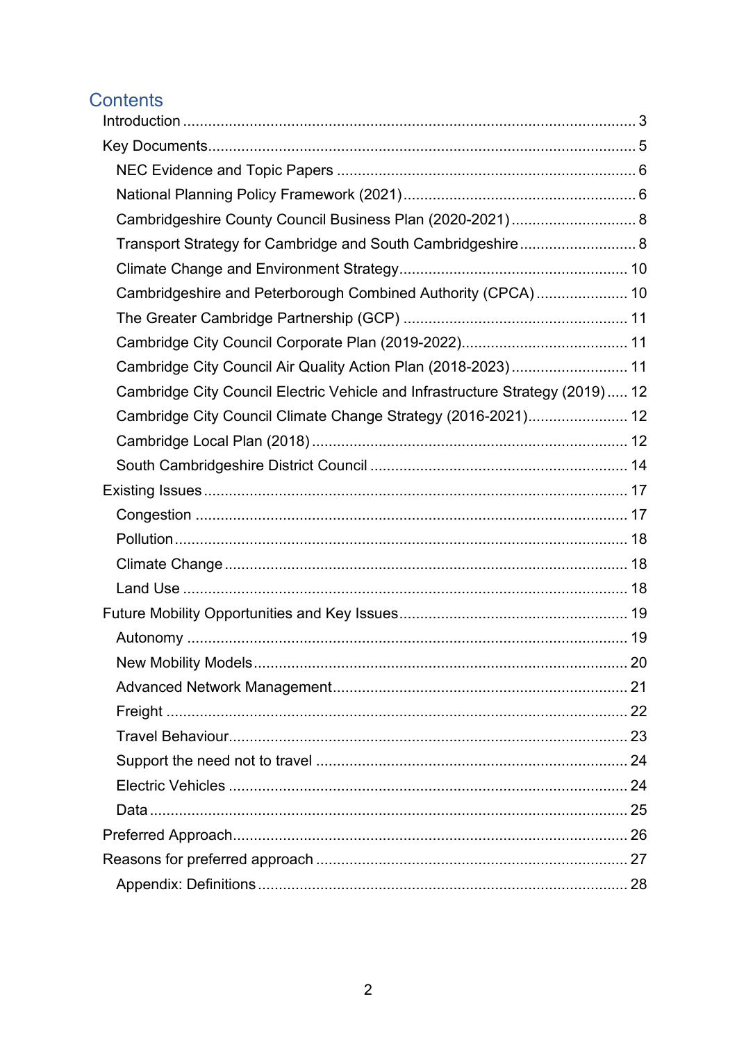# Contents

- Introduction ... 3
- Key Documents ... 5
  - NEC Evidence and Topic Papers ... 6
  - National Planning Policy Framework (2021) ... 6
  - Cambridgeshire County Council Business Plan (2020-2021) ... 8
  - Transport Strategy for Cambridge and South Cambridgeshire ... 8
  - Climate Change and Environment Strategy ... 10
  - Cambridgeshire and Peterborough Combined Authority (CPCA) ... 10
  - The Greater Cambridge Partnership (GCP) ... 11
  - Cambridge City Council Corporate Plan (2019-2022) ... 11
  - Cambridge City Council Air Quality Action Plan (2018-2023) ... 11
  - Cambridge City Council Electric Vehicle and Infrastructure Strategy (2019) ... 12
  - Cambridge City Council Climate Change Strategy (2016-2021) ... 12
  - Cambridge Local Plan (2018) ... 12
  - South Cambridgeshire District Council ... 14
- Existing Issues ... 17
  - Congestion ... 17
  - Pollution ... 18
  - Climate Change ... 18
  - Land Use ... 18
- Future Mobility Opportunities and Key Issues ... 19
  - Autonomy ... 19
  - New Mobility Models ... 20
  - Advanced Network Management ... 21
  - Freight ... 22
  - Travel Behaviour ... 23
  - Support the need not to travel ... 24
  - Electric Vehicles ... 24
  - Data ... 25
- Preferred Approach ... 26
- Reasons for preferred approach ... 27
  - Appendix: Definitions ... 28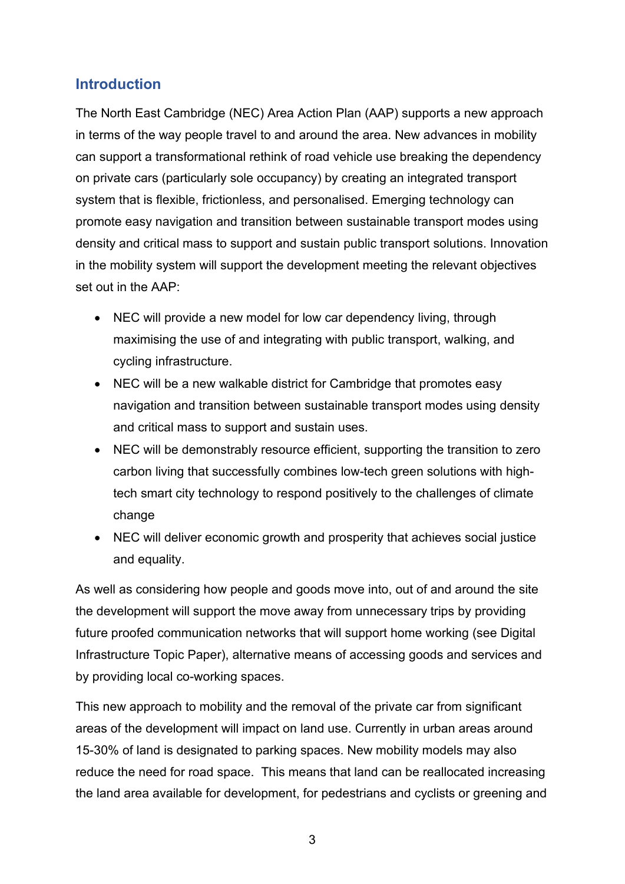## Introduction

The North East Cambridge (NEC) Area Action Plan (AAP) supports a new approach in terms of the way people travel to and around the area. New advances in mobility can support a transformational rethink of road vehicle use breaking the dependency on private cars (particularly sole occupancy) by creating an integrated transport system that is flexible, frictionless, and personalised. Emerging technology can promote easy navigation and transition between sustainable transport modes using density and critical mass to support and sustain public transport solutions. Innovation in the mobility system will support the development meeting the relevant objectives set out in the AAP:

- NEC will provide a new model for low car dependency living, through maximising the use of and integrating with public transport, walking, and cycling infrastructure.
- NEC will be a new walkable district for Cambridge that promotes easy navigation and transition between sustainable transport modes using density and critical mass to support and sustain uses.
- NEC will be demonstrably resource efficient, supporting the transition to zero carbon living that successfully combines low-tech green solutions with high-tech smart city technology to respond positively to the challenges of climate change
- NEC will deliver economic growth and prosperity that achieves social justice and equality.

As well as considering how people and goods move into, out of and around the site the development will support the move away from unnecessary trips by providing future proofed communication networks that will support home working (see Digital Infrastructure Topic Paper), alternative means of accessing goods and services and by providing local co-working spaces.

This new approach to mobility and the removal of the private car from significant areas of the development will impact on land use. Currently in urban areas around 15-30% of land is designated to parking spaces. New mobility models may also reduce the need for road space. This means that land can be reallocated increasing the land area available for development, for pedestrians and cyclists or greening and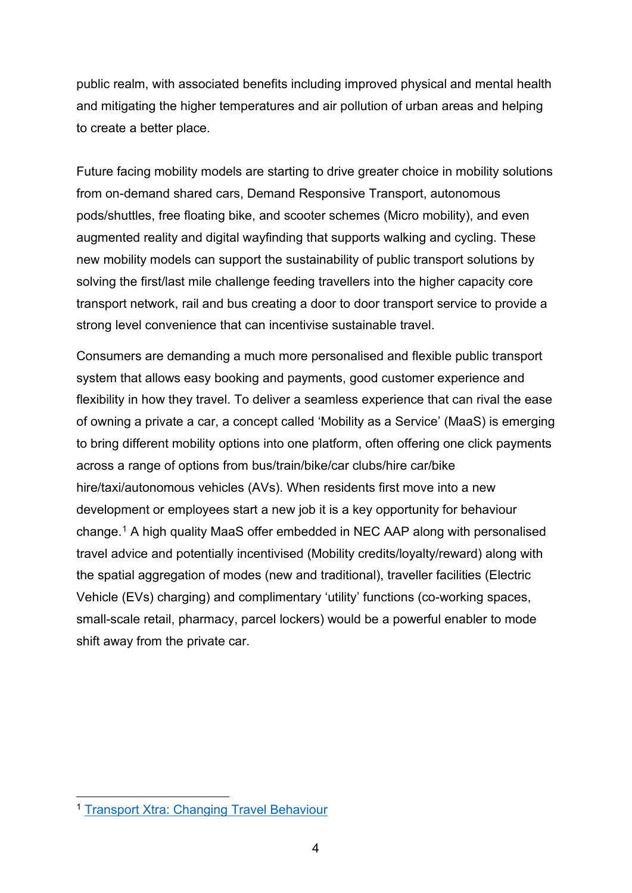public realm, with associated benefits including improved physical and mental health and mitigating the higher temperatures and air pollution of urban areas and helping to create a better place.

Future facing mobility models are starting to drive greater choice in mobility solutions from on-demand shared cars, Demand Responsive Transport, autonomous pods/shuttles, free floating bike, and scooter schemes (Micro mobility), and even augmented reality and digital wayfinding that supports walking and cycling. These new mobility models can support the sustainability of public transport solutions by solving the first/last mile challenge feeding travellers into the higher capacity core transport network, rail and bus creating a door to door transport service to provide a strong level convenience that can incentivise sustainable travel.

Consumers are demanding a much more personalised and flexible public transport system that allows easy booking and payments, good customer experience and flexibility in how they travel. To deliver a seamless experience that can rival the ease of owning a private a car, a concept called 'Mobility as a Service' (MaaS) is emerging to bring different mobility options into one platform, often offering one click payments across a range of options from bus/train/bike/car clubs/hire car/bike hire/taxi/autonomous vehicles (AVs). When residents first move into a new development or employees start a new job it is a key opportunity for behaviour change.[1] A high quality MaaS offer embedded in NEC AAP along with personalised travel advice and potentially incentivised (Mobility credits/loyalty/reward) along with the spatial aggregation of modes (new and traditional), traveller facilities (Electric Vehicle (EVs) charging) and complimentary 'utility' functions (co-working spaces, small-scale retail, pharmacy, parcel lockers) would be a powerful enabler to mode shift away from the private car.

---

[1] Transport Xtra: Changing Travel Behaviour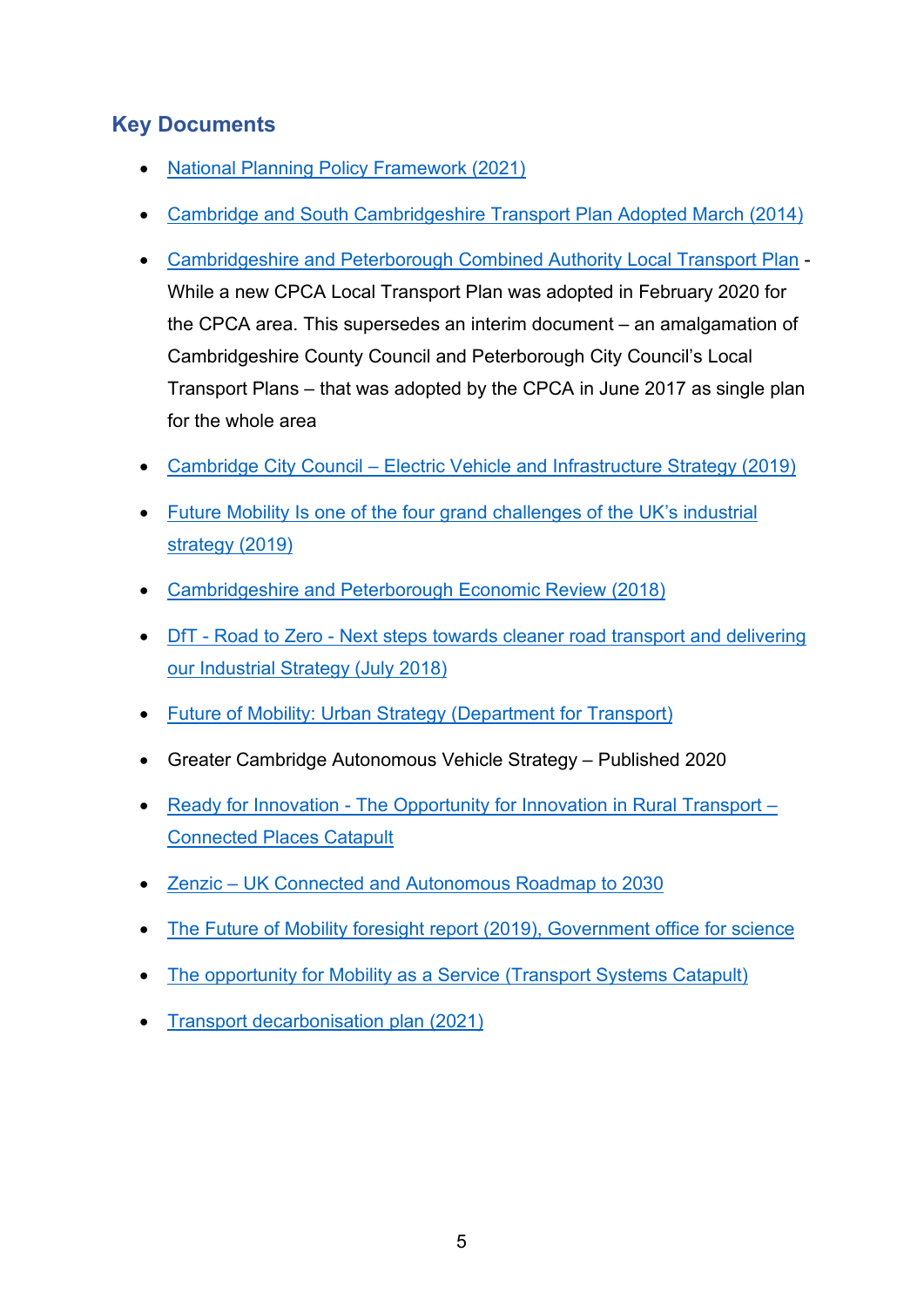## Key Documents

- National Planning Policy Framework (2021)
- Cambridge and South Cambridgeshire Transport Plan Adopted March (2014)
- Cambridgeshire and Peterborough Combined Authority Local Transport Plan - While a new CPCA Local Transport Plan was adopted in February 2020 for the CPCA area. This supersedes an interim document – an amalgamation of Cambridgeshire County Council and Peterborough City Council's Local Transport Plans – that was adopted by the CPCA in June 2017 as single plan for the whole area
- Cambridge City Council – Electric Vehicle and Infrastructure Strategy (2019)
- Future Mobility Is one of the four grand challenges of the UK's industrial strategy (2019)
- Cambridgeshire and Peterborough Economic Review (2018)
- DfT - Road to Zero - Next steps towards cleaner road transport and delivering our Industrial Strategy (July 2018)
- Future of Mobility: Urban Strategy (Department for Transport)
- Greater Cambridge Autonomous Vehicle Strategy – Published 2020
- Ready for Innovation - The Opportunity for Innovation in Rural Transport – Connected Places Catapult
- Zenzic – UK Connected and Autonomous Roadmap to 2030
- The Future of Mobility foresight report (2019), Government office for science
- The opportunity for Mobility as a Service (Transport Systems Catapult)
- Transport decarbonisation plan (2021)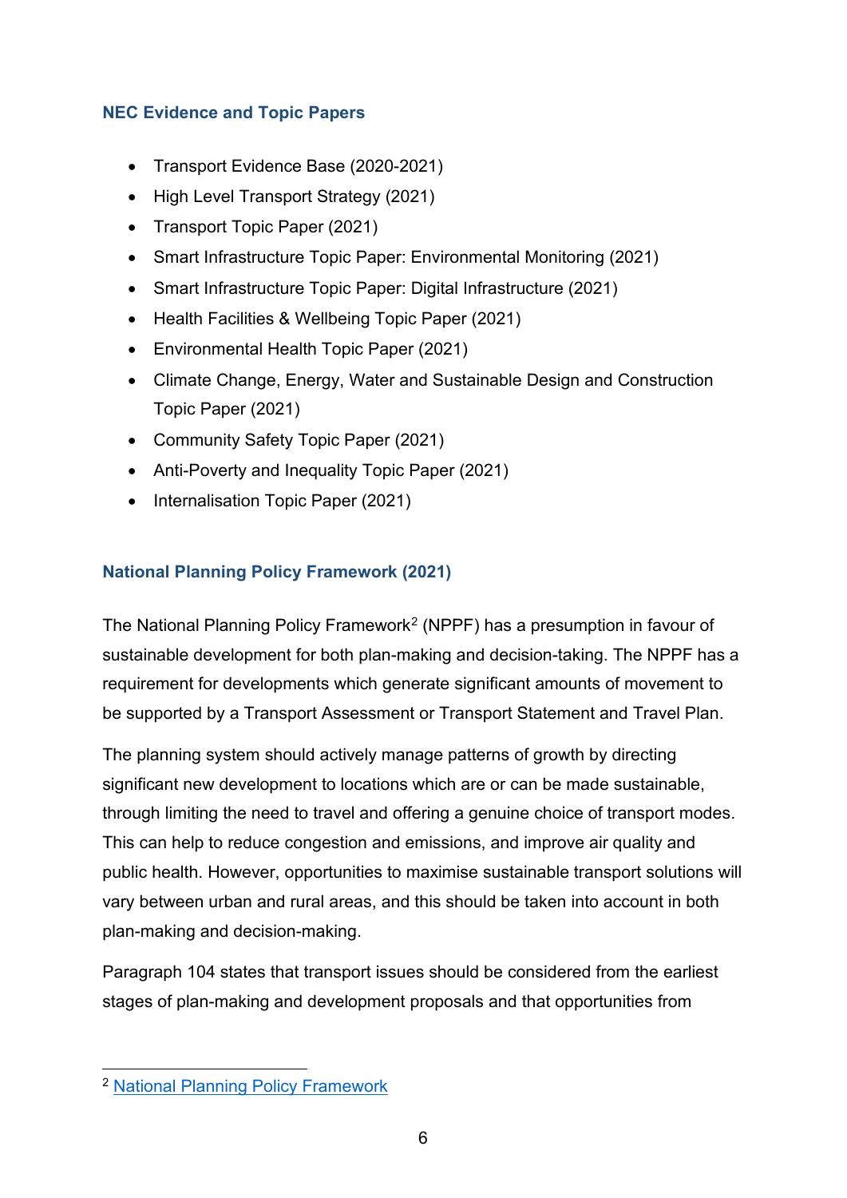### NEC Evidence and Topic Papers

- Transport Evidence Base (2020-2021)
- High Level Transport Strategy (2021)
- Transport Topic Paper (2021)
- Smart Infrastructure Topic Paper: Environmental Monitoring (2021)
- Smart Infrastructure Topic Paper: Digital Infrastructure (2021)
- Health Facilities & Wellbeing Topic Paper (2021)
- Environmental Health Topic Paper (2021)
- Climate Change, Energy, Water and Sustainable Design and Construction Topic Paper (2021)
- Community Safety Topic Paper (2021)
- Anti-Poverty and Inequality Topic Paper (2021)
- Internalisation Topic Paper (2021)

### National Planning Policy Framework (2021)

The National Planning Policy Framework[2] (NPPF) has a presumption in favour of sustainable development for both plan-making and decision-taking. The NPPF has a requirement for developments which generate significant amounts of movement to be supported by a Transport Assessment or Transport Statement and Travel Plan.

The planning system should actively manage patterns of growth by directing significant new development to locations which are or can be made sustainable, through limiting the need to travel and offering a genuine choice of transport modes. This can help to reduce congestion and emissions, and improve air quality and public health. However, opportunities to maximise sustainable transport solutions will vary between urban and rural areas, and this should be taken into account in both plan-making and decision-making.

Paragraph 104 states that transport issues should be considered from the earliest stages of plan-making and development proposals and that opportunities from

---

[2] National Planning Policy Framework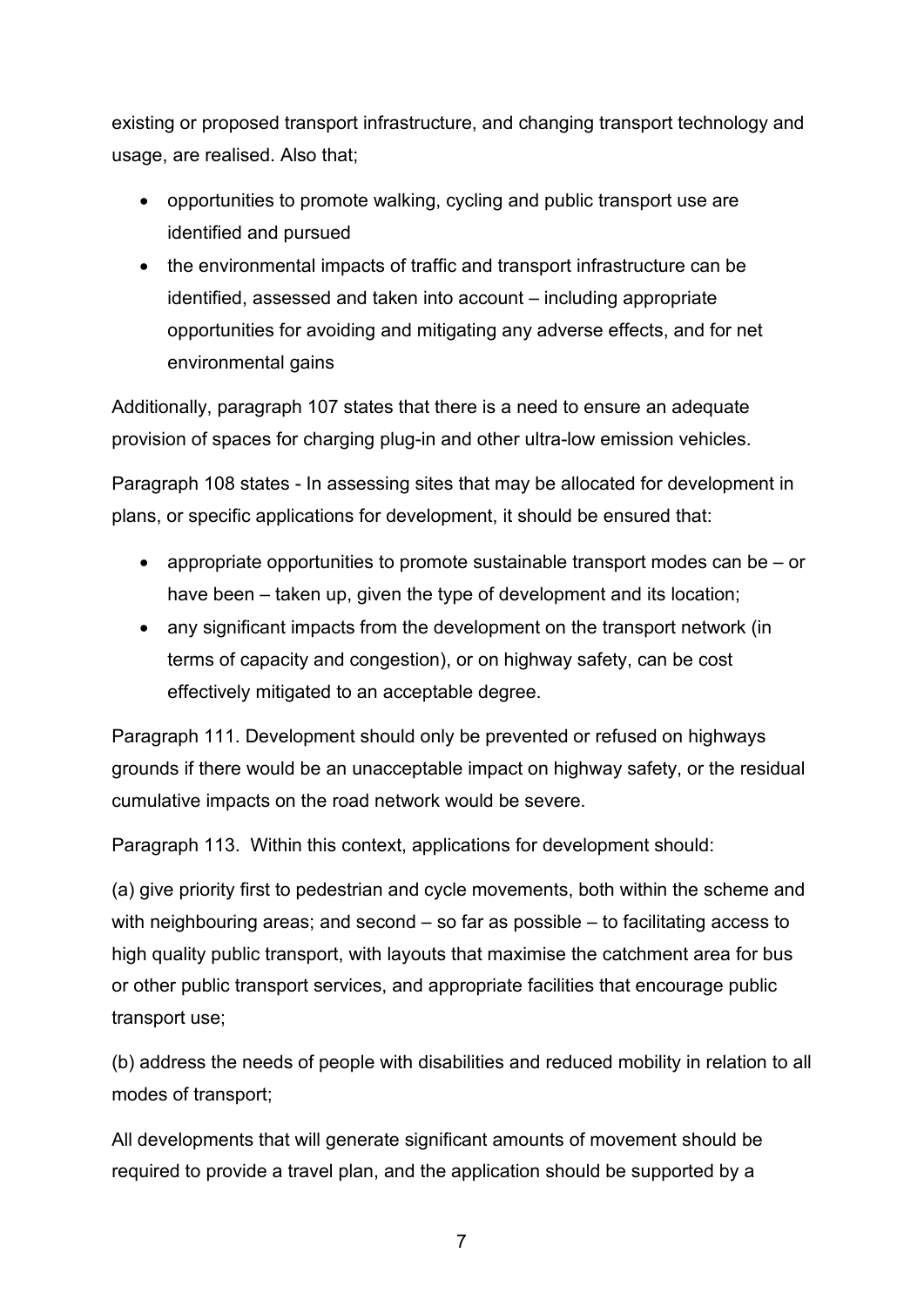existing or proposed transport infrastructure, and changing transport technology and usage, are realised. Also that;

- opportunities to promote walking, cycling and public transport use are identified and pursued
- the environmental impacts of traffic and transport infrastructure can be identified, assessed and taken into account – including appropriate opportunities for avoiding and mitigating any adverse effects, and for net environmental gains

Additionally, paragraph 107 states that there is a need to ensure an adequate provision of spaces for charging plug-in and other ultra-low emission vehicles.

Paragraph 108 states - In assessing sites that may be allocated for development in plans, or specific applications for development, it should be ensured that:

- appropriate opportunities to promote sustainable transport modes can be – or have been – taken up, given the type of development and its location;
- any significant impacts from the development on the transport network (in terms of capacity and congestion), or on highway safety, can be cost effectively mitigated to an acceptable degree.

Paragraph 111. Development should only be prevented or refused on highways grounds if there would be an unacceptable impact on highway safety, or the residual cumulative impacts on the road network would be severe.

Paragraph 113. Within this context, applications for development should:

(a) give priority first to pedestrian and cycle movements, both within the scheme and with neighbouring areas; and second – so far as possible – to facilitating access to high quality public transport, with layouts that maximise the catchment area for bus or other public transport services, and appropriate facilities that encourage public transport use;

(b) address the needs of people with disabilities and reduced mobility in relation to all modes of transport;

All developments that will generate significant amounts of movement should be required to provide a travel plan, and the application should be supported by a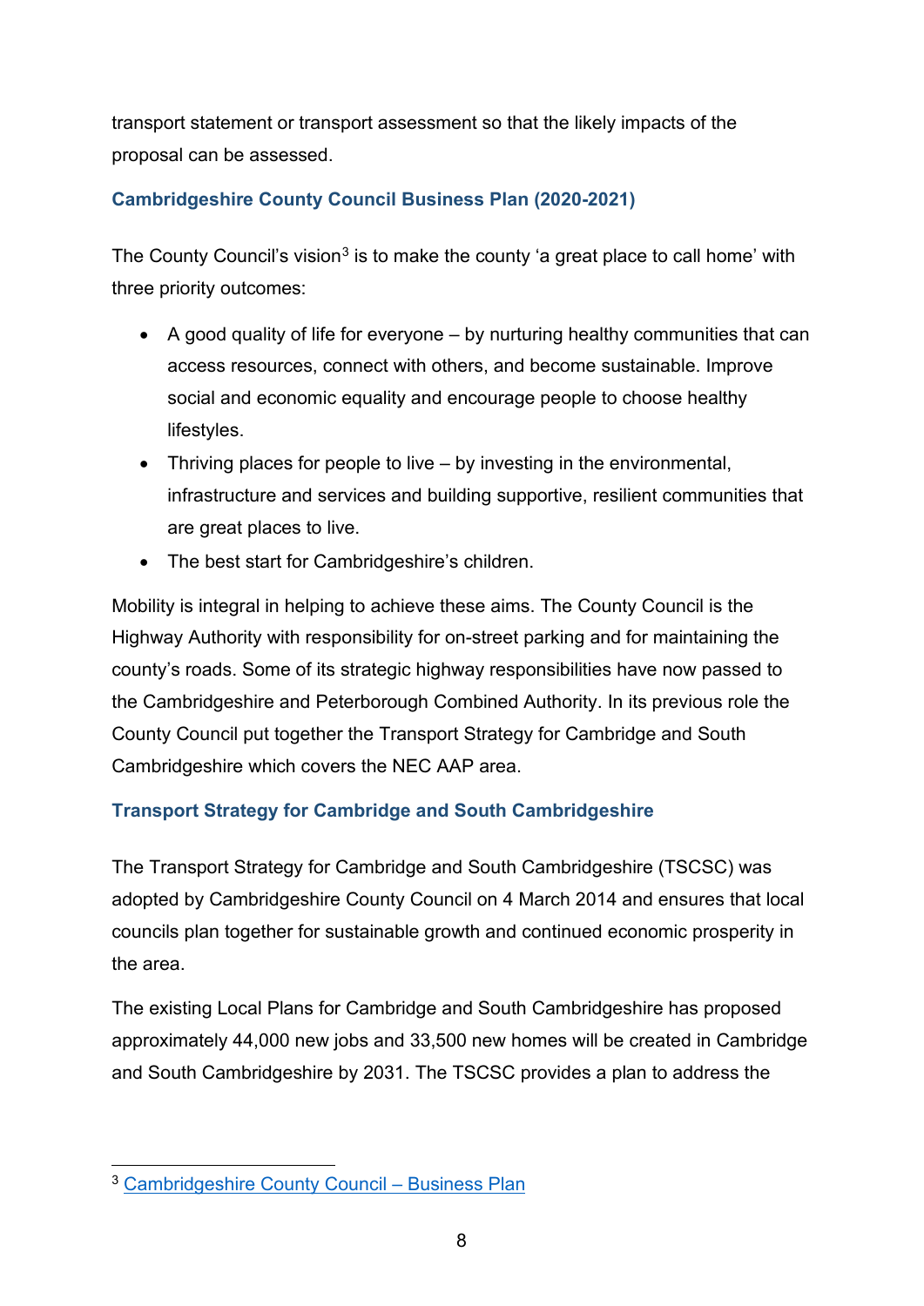transport statement or transport assessment so that the likely impacts of the proposal can be assessed.

### Cambridgeshire County Council Business Plan (2020-2021)

The County Council's vision[3] is to make the county 'a great place to call home' with three priority outcomes:

- A good quality of life for everyone – by nurturing healthy communities that can access resources, connect with others, and become sustainable. Improve social and economic equality and encourage people to choose healthy lifestyles.
- Thriving places for people to live – by investing in the environmental, infrastructure and services and building supportive, resilient communities that are great places to live.
- The best start for Cambridgeshire's children.

Mobility is integral in helping to achieve these aims. The County Council is the Highway Authority with responsibility for on-street parking and for maintaining the county's roads. Some of its strategic highway responsibilities have now passed to the Cambridgeshire and Peterborough Combined Authority. In its previous role the County Council put together the Transport Strategy for Cambridge and South Cambridgeshire which covers the NEC AAP area.

### Transport Strategy for Cambridge and South Cambridgeshire

The Transport Strategy for Cambridge and South Cambridgeshire (TSCSC) was adopted by Cambridgeshire County Council on 4 March 2014 and ensures that local councils plan together for sustainable growth and continued economic prosperity in the area.

The existing Local Plans for Cambridge and South Cambridgeshire has proposed approximately 44,000 new jobs and 33,500 new homes will be created in Cambridge and South Cambridgeshire by 2031. The TSCSC provides a plan to address the

---

[3] Cambridgeshire County Council – Business Plan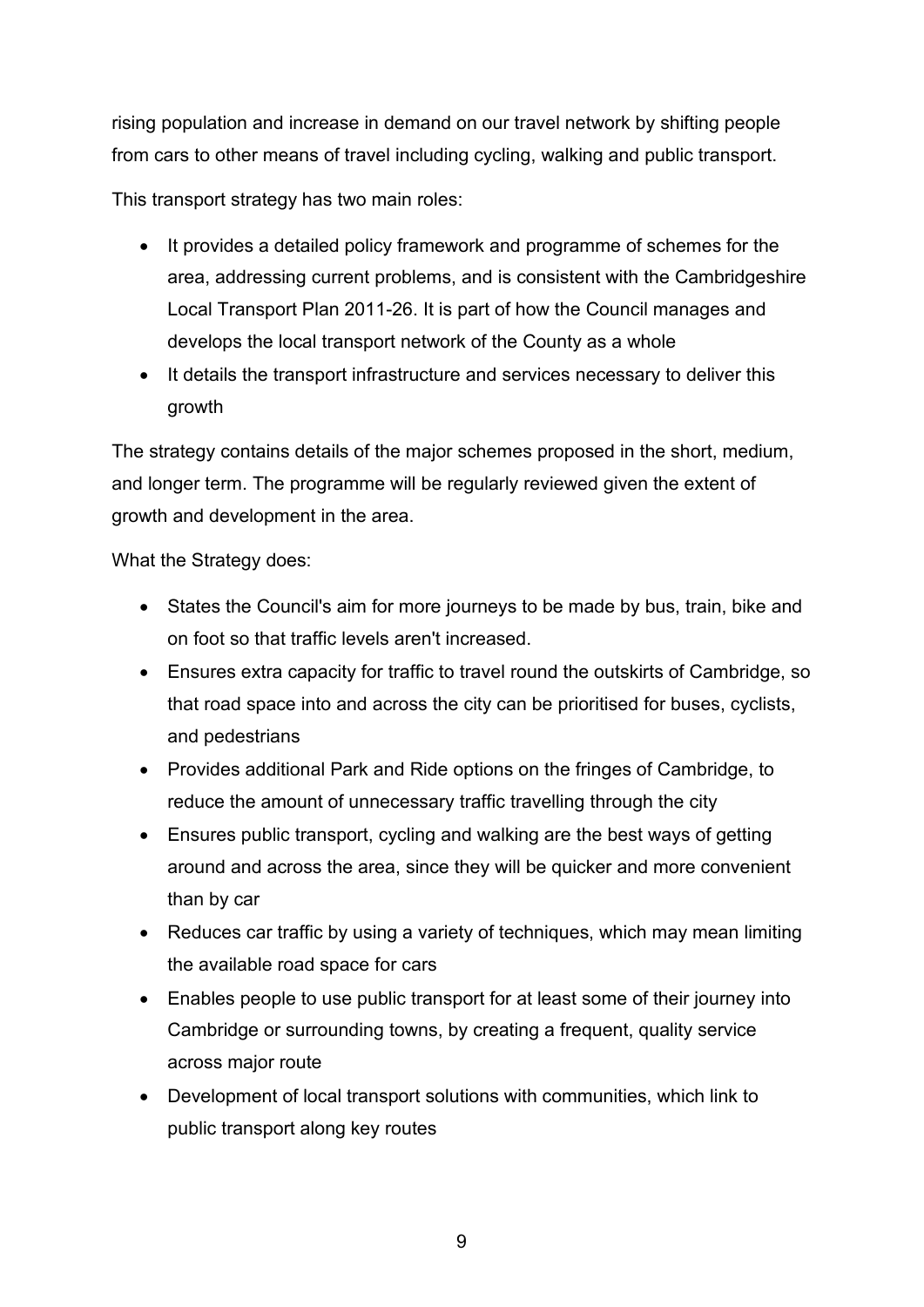rising population and increase in demand on our travel network by shifting people from cars to other means of travel including cycling, walking and public transport.

This transport strategy has two main roles:

- It provides a detailed policy framework and programme of schemes for the area, addressing current problems, and is consistent with the Cambridgeshire Local Transport Plan 2011-26. It is part of how the Council manages and develops the local transport network of the County as a whole
- It details the transport infrastructure and services necessary to deliver this growth

The strategy contains details of the major schemes proposed in the short, medium, and longer term. The programme will be regularly reviewed given the extent of growth and development in the area.

What the Strategy does:

- States the Council's aim for more journeys to be made by bus, train, bike and on foot so that traffic levels aren't increased.
- Ensures extra capacity for traffic to travel round the outskirts of Cambridge, so that road space into and across the city can be prioritised for buses, cyclists, and pedestrians
- Provides additional Park and Ride options on the fringes of Cambridge, to reduce the amount of unnecessary traffic travelling through the city
- Ensures public transport, cycling and walking are the best ways of getting around and across the area, since they will be quicker and more convenient than by car
- Reduces car traffic by using a variety of techniques, which may mean limiting the available road space for cars
- Enables people to use public transport for at least some of their journey into Cambridge or surrounding towns, by creating a frequent, quality service across major route
- Development of local transport solutions with communities, which link to public transport along key routes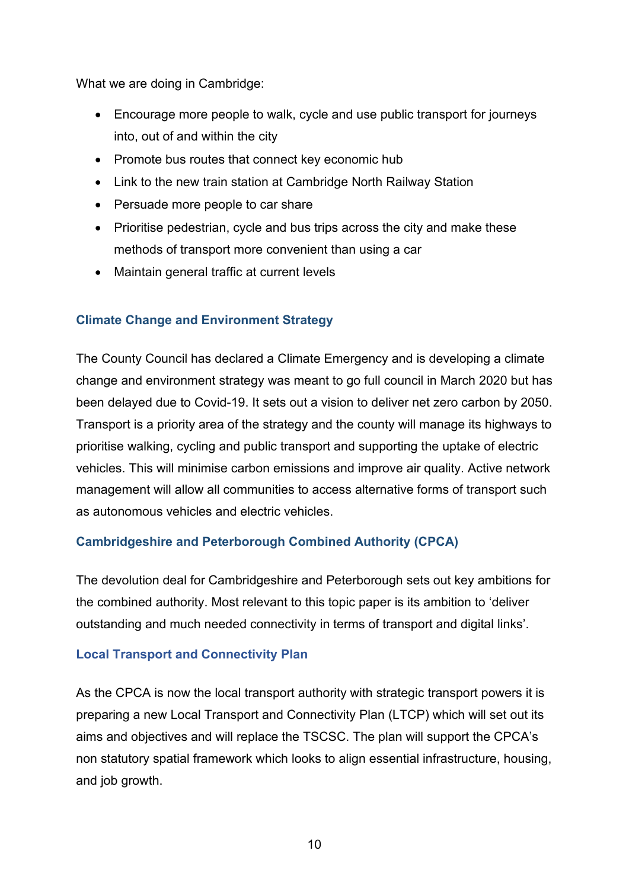What we are doing in Cambridge:

- Encourage more people to walk, cycle and use public transport for journeys into, out of and within the city
- Promote bus routes that connect key economic hub
- Link to the new train station at Cambridge North Railway Station
- Persuade more people to car share
- Prioritise pedestrian, cycle and bus trips across the city and make these methods of transport more convenient than using a car
- Maintain general traffic at current levels

### Climate Change and Environment Strategy

The County Council has declared a Climate Emergency and is developing a climate change and environment strategy was meant to go full council in March 2020 but has been delayed due to Covid-19. It sets out a vision to deliver net zero carbon by 2050. Transport is a priority area of the strategy and the county will manage its highways to prioritise walking, cycling and public transport and supporting the uptake of electric vehicles. This will minimise carbon emissions and improve air quality. Active network management will allow all communities to access alternative forms of transport such as autonomous vehicles and electric vehicles.

### Cambridgeshire and Peterborough Combined Authority (CPCA)

The devolution deal for Cambridgeshire and Peterborough sets out key ambitions for the combined authority. Most relevant to this topic paper is its ambition to 'deliver outstanding and much needed connectivity in terms of transport and digital links'.

### Local Transport and Connectivity Plan

As the CPCA is now the local transport authority with strategic transport powers it is preparing a new Local Transport and Connectivity Plan (LTCP) which will set out its aims and objectives and will replace the TSCSC. The plan will support the CPCA's non statutory spatial framework which looks to align essential infrastructure, housing, and job growth.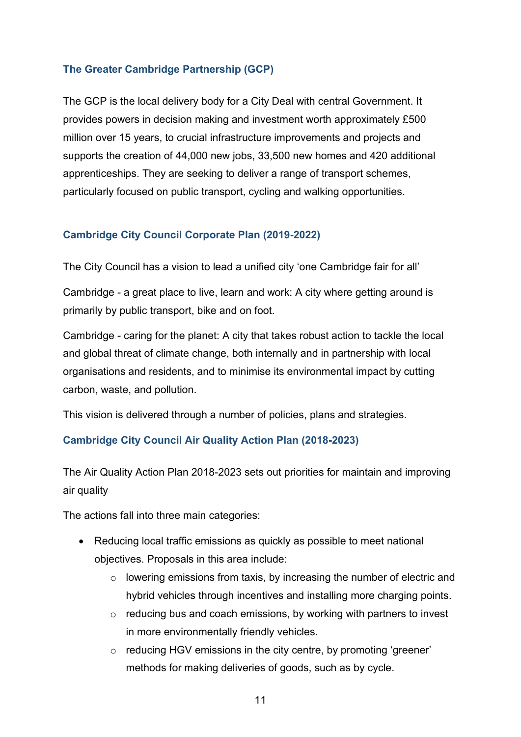### The Greater Cambridge Partnership (GCP)

The GCP is the local delivery body for a City Deal with central Government. It provides powers in decision making and investment worth approximately £500 million over 15 years, to crucial infrastructure improvements and projects and supports the creation of 44,000 new jobs, 33,500 new homes and 420 additional apprenticeships. They are seeking to deliver a range of transport schemes, particularly focused on public transport, cycling and walking opportunities.

### Cambridge City Council Corporate Plan (2019-2022)

The City Council has a vision to lead a unified city 'one Cambridge fair for all'

Cambridge - a great place to live, learn and work: A city where getting around is primarily by public transport, bike and on foot.

Cambridge - caring for the planet: A city that takes robust action to tackle the local and global threat of climate change, both internally and in partnership with local organisations and residents, and to minimise its environmental impact by cutting carbon, waste, and pollution.

This vision is delivered through a number of policies, plans and strategies.

### Cambridge City Council Air Quality Action Plan (2018-2023)

The Air Quality Action Plan 2018-2023 sets out priorities for maintain and improving air quality

The actions fall into three main categories:

- Reducing local traffic emissions as quickly as possible to meet national objectives. Proposals in this area include:
  - lowering emissions from taxis, by increasing the number of electric and hybrid vehicles through incentives and installing more charging points.
  - reducing bus and coach emissions, by working with partners to invest in more environmentally friendly vehicles.
  - reducing HGV emissions in the city centre, by promoting 'greener' methods for making deliveries of goods, such as by cycle.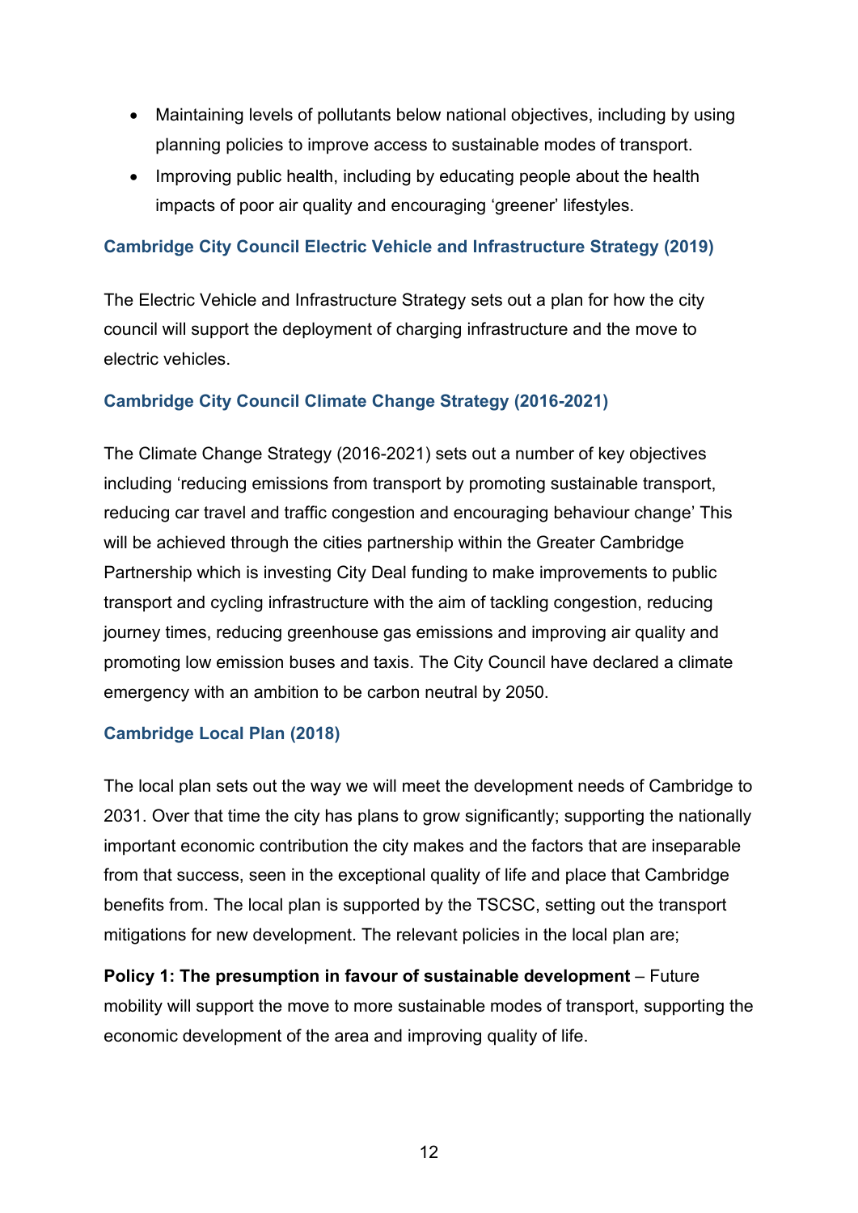- Maintaining levels of pollutants below national objectives, including by using planning policies to improve access to sustainable modes of transport.
- Improving public health, including by educating people about the health impacts of poor air quality and encouraging 'greener' lifestyles.

### Cambridge City Council Electric Vehicle and Infrastructure Strategy (2019)

The Electric Vehicle and Infrastructure Strategy sets out a plan for how the city council will support the deployment of charging infrastructure and the move to electric vehicles.

### Cambridge City Council Climate Change Strategy (2016-2021)

The Climate Change Strategy (2016-2021) sets out a number of key objectives including 'reducing emissions from transport by promoting sustainable transport, reducing car travel and traffic congestion and encouraging behaviour change' This will be achieved through the cities partnership within the Greater Cambridge Partnership which is investing City Deal funding to make improvements to public transport and cycling infrastructure with the aim of tackling congestion, reducing journey times, reducing greenhouse gas emissions and improving air quality and promoting low emission buses and taxis. The City Council have declared a climate emergency with an ambition to be carbon neutral by 2050.

### Cambridge Local Plan (2018)

The local plan sets out the way we will meet the development needs of Cambridge to 2031. Over that time the city has plans to grow significantly; supporting the nationally important economic contribution the city makes and the factors that are inseparable from that success, seen in the exceptional quality of life and place that Cambridge benefits from. The local plan is supported by the TSCSC, setting out the transport mitigations for new development. The relevant policies in the local plan are;

**Policy 1: The presumption in favour of sustainable development** – Future mobility will support the move to more sustainable modes of transport, supporting the economic development of the area and improving quality of life.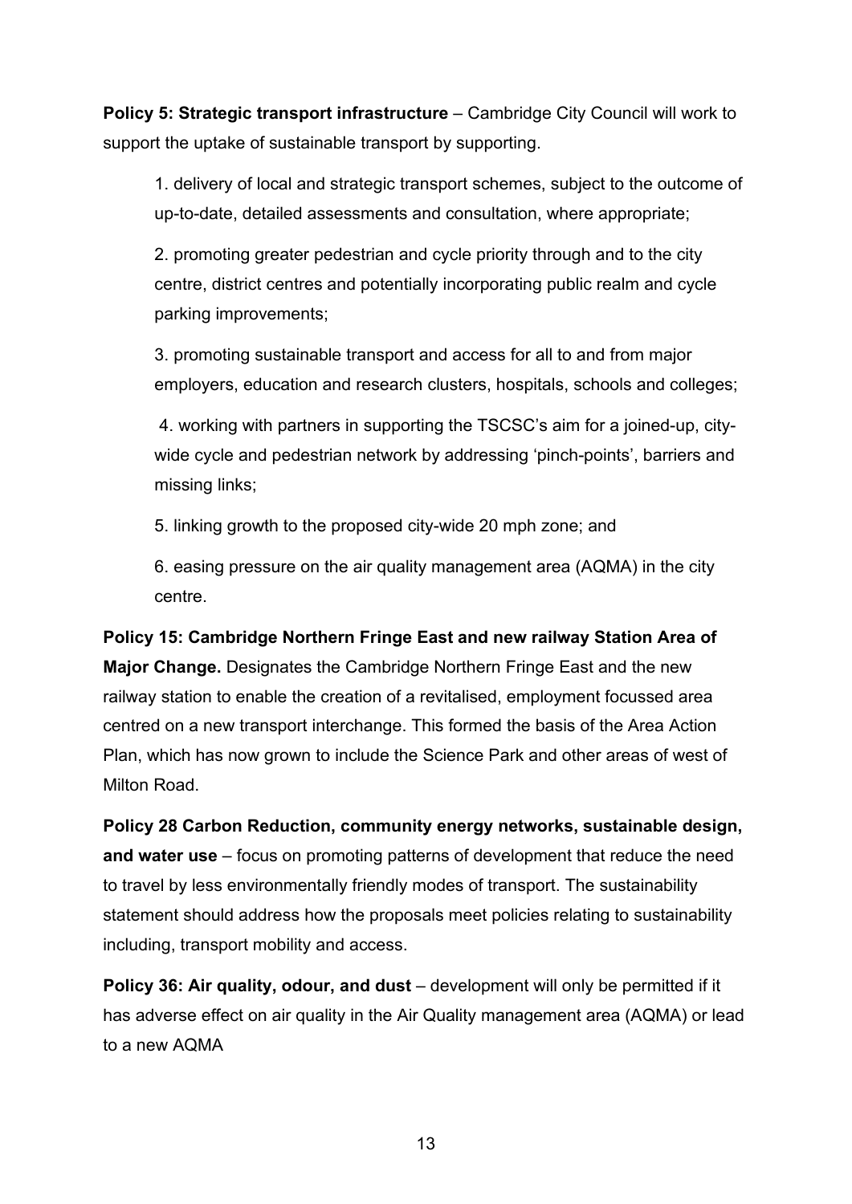**Policy 5: Strategic transport infrastructure** – Cambridge City Council will work to support the uptake of sustainable transport by supporting.

1. delivery of local and strategic transport schemes, subject to the outcome of up-to-date, detailed assessments and consultation, where appropriate;

2. promoting greater pedestrian and cycle priority through and to the city centre, district centres and potentially incorporating public realm and cycle parking improvements;

3. promoting sustainable transport and access for all to and from major employers, education and research clusters, hospitals, schools and colleges;

4. working with partners in supporting the TSCSC's aim for a joined-up, city-wide cycle and pedestrian network by addressing 'pinch-points', barriers and missing links;

5. linking growth to the proposed city-wide 20 mph zone; and

6. easing pressure on the air quality management area (AQMA) in the city centre.

**Policy 15: Cambridge Northern Fringe East and new railway Station Area of Major Change.** Designates the Cambridge Northern Fringe East and the new railway station to enable the creation of a revitalised, employment focussed area centred on a new transport interchange. This formed the basis of the Area Action Plan, which has now grown to include the Science Park and other areas of west of Milton Road.

**Policy 28 Carbon Reduction, community energy networks, sustainable design, and water use** – focus on promoting patterns of development that reduce the need to travel by less environmentally friendly modes of transport. The sustainability statement should address how the proposals meet policies relating to sustainability including, transport mobility and access.

**Policy 36: Air quality, odour, and dust** – development will only be permitted if it has adverse effect on air quality in the Air Quality management area (AQMA) or lead to a new AQMA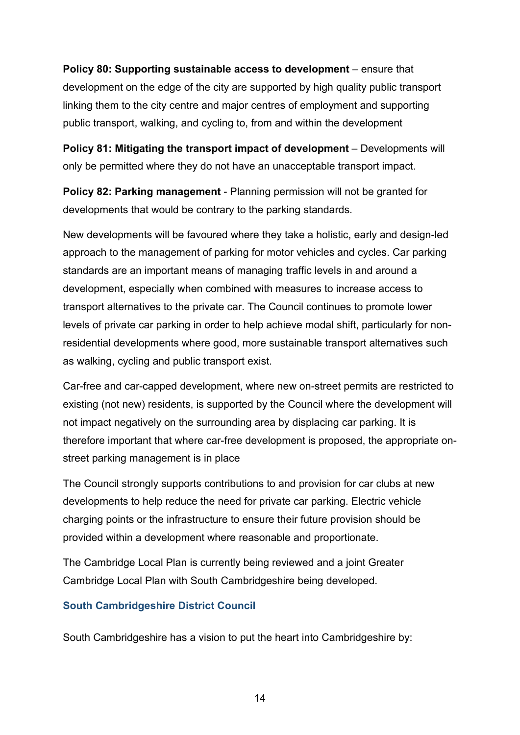**Policy 80: Supporting sustainable access to development** – ensure that development on the edge of the city are supported by high quality public transport linking them to the city centre and major centres of employment and supporting public transport, walking, and cycling to, from and within the development

**Policy 81: Mitigating the transport impact of development** – Developments will only be permitted where they do not have an unacceptable transport impact.

**Policy 82: Parking management** - Planning permission will not be granted for developments that would be contrary to the parking standards.

New developments will be favoured where they take a holistic, early and design-led approach to the management of parking for motor vehicles and cycles. Car parking standards are an important means of managing traffic levels in and around a development, especially when combined with measures to increase access to transport alternatives to the private car. The Council continues to promote lower levels of private car parking in order to help achieve modal shift, particularly for non-residential developments where good, more sustainable transport alternatives such as walking, cycling and public transport exist.

Car-free and car-capped development, where new on-street permits are restricted to existing (not new) residents, is supported by the Council where the development will not impact negatively on the surrounding area by displacing car parking. It is therefore important that where car-free development is proposed, the appropriate on-street parking management is in place

The Council strongly supports contributions to and provision for car clubs at new developments to help reduce the need for private car parking. Electric vehicle charging points or the infrastructure to ensure their future provision should be provided within a development where reasonable and proportionate.

The Cambridge Local Plan is currently being reviewed and a joint Greater Cambridge Local Plan with South Cambridgeshire being developed.

### South Cambridgeshire District Council

South Cambridgeshire has a vision to put the heart into Cambridgeshire by: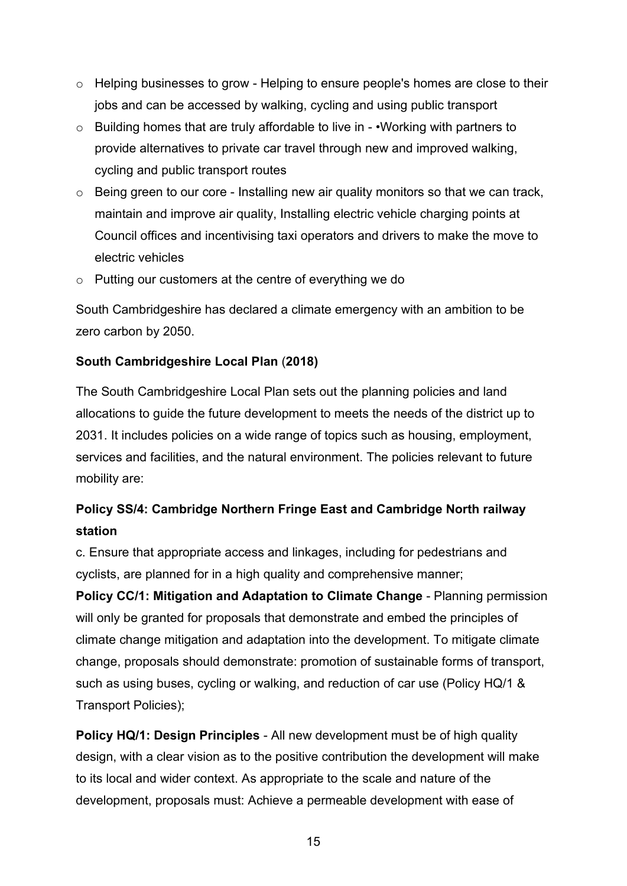- Helping businesses to grow - Helping to ensure people's homes are close to their jobs and can be accessed by walking, cycling and using public transport
- Building homes that are truly affordable to live in - •Working with partners to provide alternatives to private car travel through new and improved walking, cycling and public transport routes
- Being green to our core - Installing new air quality monitors so that we can track, maintain and improve air quality, Installing electric vehicle charging points at Council offices and incentivising taxi operators and drivers to make the move to electric vehicles
- Putting our customers at the centre of everything we do

South Cambridgeshire has declared a climate emergency with an ambition to be zero carbon by 2050.

**South Cambridgeshire Local Plan** (**2018)**

The South Cambridgeshire Local Plan sets out the planning policies and land allocations to guide the future development to meets the needs of the district up to 2031. It includes policies on a wide range of topics such as housing, employment, services and facilities, and the natural environment. The policies relevant to future mobility are:

**Policy SS/4: Cambridge Northern Fringe East and Cambridge North railway station**

c. Ensure that appropriate access and linkages, including for pedestrians and cyclists, are planned for in a high quality and comprehensive manner;

**Policy CC/1: Mitigation and Adaptation to Climate Change** - Planning permission will only be granted for proposals that demonstrate and embed the principles of climate change mitigation and adaptation into the development. To mitigate climate change, proposals should demonstrate: promotion of sustainable forms of transport, such as using buses, cycling or walking, and reduction of car use (Policy HQ/1 & Transport Policies);

**Policy HQ/1: Design Principles** - All new development must be of high quality design, with a clear vision as to the positive contribution the development will make to its local and wider context. As appropriate to the scale and nature of the development, proposals must: Achieve a permeable development with ease of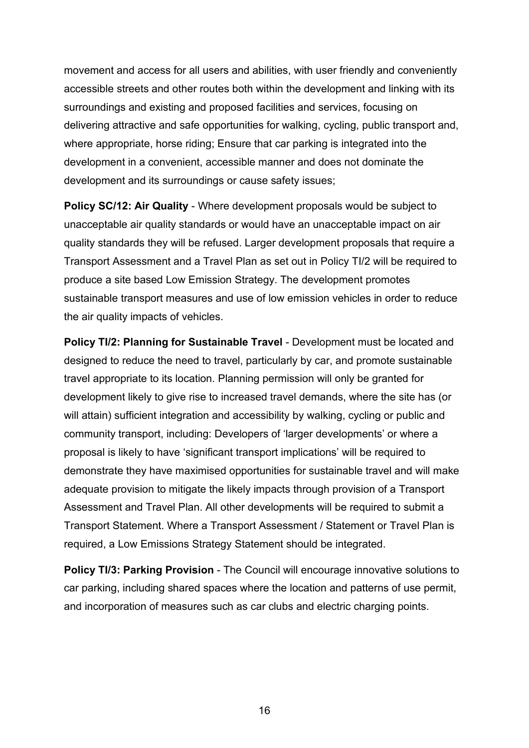movement and access for all users and abilities, with user friendly and conveniently accessible streets and other routes both within the development and linking with its surroundings and existing and proposed facilities and services, focusing on delivering attractive and safe opportunities for walking, cycling, public transport and, where appropriate, horse riding; Ensure that car parking is integrated into the development in a convenient, accessible manner and does not dominate the development and its surroundings or cause safety issues;

**Policy SC/12: Air Quality** - Where development proposals would be subject to unacceptable air quality standards or would have an unacceptable impact on air quality standards they will be refused. Larger development proposals that require a Transport Assessment and a Travel Plan as set out in Policy TI/2 will be required to produce a site based Low Emission Strategy. The development promotes sustainable transport measures and use of low emission vehicles in order to reduce the air quality impacts of vehicles.

**Policy TI/2: Planning for Sustainable Travel** - Development must be located and designed to reduce the need to travel, particularly by car, and promote sustainable travel appropriate to its location. Planning permission will only be granted for development likely to give rise to increased travel demands, where the site has (or will attain) sufficient integration and accessibility by walking, cycling or public and community transport, including: Developers of 'larger developments' or where a proposal is likely to have 'significant transport implications' will be required to demonstrate they have maximised opportunities for sustainable travel and will make adequate provision to mitigate the likely impacts through provision of a Transport Assessment and Travel Plan. All other developments will be required to submit a Transport Statement. Where a Transport Assessment / Statement or Travel Plan is required, a Low Emissions Strategy Statement should be integrated.

**Policy TI/3: Parking Provision** - The Council will encourage innovative solutions to car parking, including shared spaces where the location and patterns of use permit, and incorporation of measures such as car clubs and electric charging points.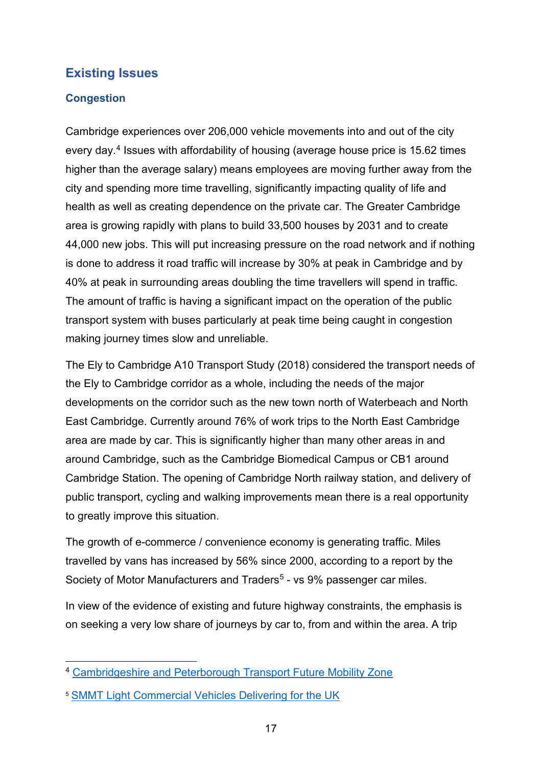## Existing Issues

### Congestion

Cambridge experiences over 206,000 vehicle movements into and out of the city every day.[4] Issues with affordability of housing (average house price is 15.62 times higher than the average salary) means employees are moving further away from the city and spending more time travelling, significantly impacting quality of life and health as well as creating dependence on the private car. The Greater Cambridge area is growing rapidly with plans to build 33,500 houses by 2031 and to create 44,000 new jobs. This will put increasing pressure on the road network and if nothing is done to address it road traffic will increase by 30% at peak in Cambridge and by 40% at peak in surrounding areas doubling the time travellers will spend in traffic. The amount of traffic is having a significant impact on the operation of the public transport system with buses particularly at peak time being caught in congestion making journey times slow and unreliable.

The Ely to Cambridge A10 Transport Study (2018) considered the transport needs of the Ely to Cambridge corridor as a whole, including the needs of the major developments on the corridor such as the new town north of Waterbeach and North East Cambridge. Currently around 76% of work trips to the North East Cambridge area are made by car. This is significantly higher than many other areas in and around Cambridge, such as the Cambridge Biomedical Campus or CB1 around Cambridge Station. The opening of Cambridge North railway station, and delivery of public transport, cycling and walking improvements mean there is a real opportunity to greatly improve this situation.

The growth of e-commerce / convenience economy is generating traffic. Miles travelled by vans has increased by 56% since 2000, according to a report by the Society of Motor Manufacturers and Traders[5] - vs 9% passenger car miles.

In view of the evidence of existing and future highway constraints, the emphasis is on seeking a very low share of journeys by car to, from and within the area. A trip

---

[4] Cambridgeshire and Peterborough Transport Future Mobility Zone

[5] SMMT Light Commercial Vehicles Delivering for the UK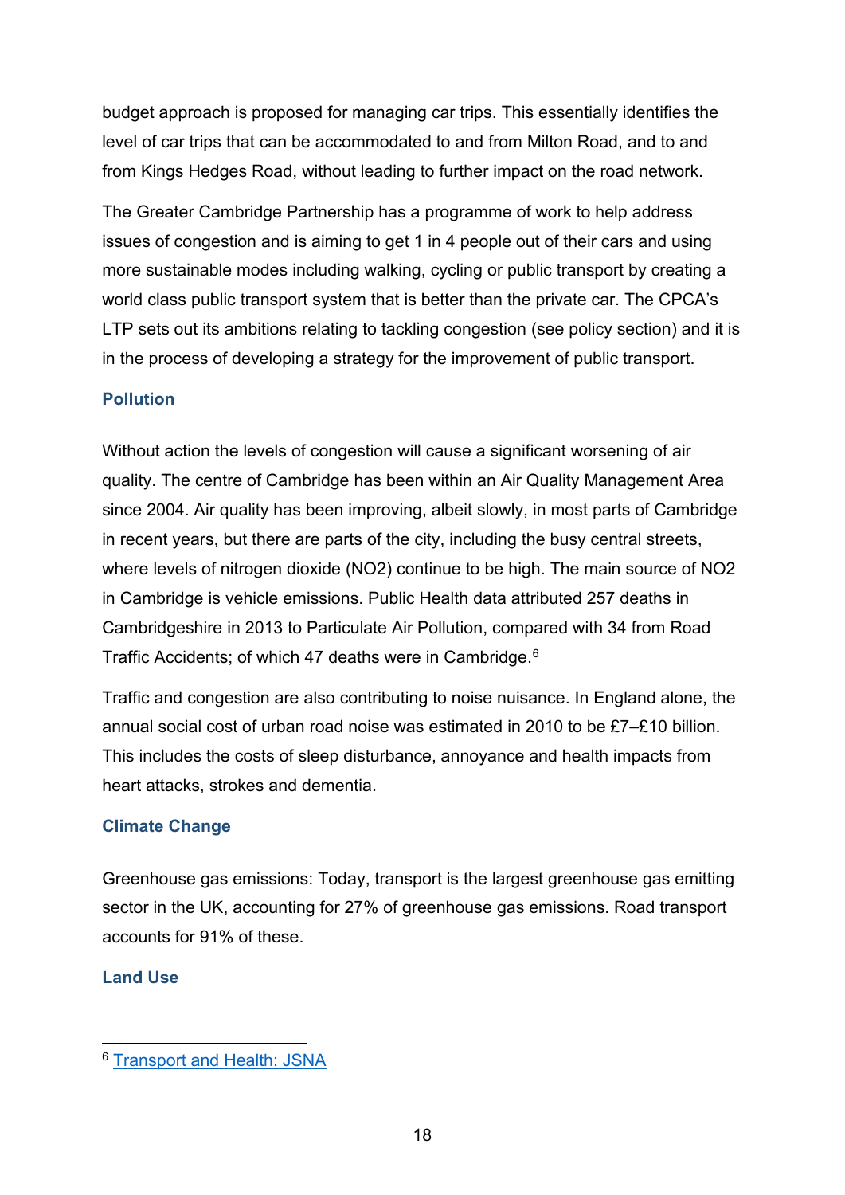budget approach is proposed for managing car trips. This essentially identifies the level of car trips that can be accommodated to and from Milton Road, and to and from Kings Hedges Road, without leading to further impact on the road network.

The Greater Cambridge Partnership has a programme of work to help address issues of congestion and is aiming to get 1 in 4 people out of their cars and using more sustainable modes including walking, cycling or public transport by creating a world class public transport system that is better than the private car. The CPCA's LTP sets out its ambitions relating to tackling congestion (see policy section) and it is in the process of developing a strategy for the improvement of public transport.

### Pollution

Without action the levels of congestion will cause a significant worsening of air quality. The centre of Cambridge has been within an Air Quality Management Area since 2004. Air quality has been improving, albeit slowly, in most parts of Cambridge in recent years, but there are parts of the city, including the busy central streets, where levels of nitrogen dioxide ($NO_2$) continue to be high. The main source of $NO_2$ in Cambridge is vehicle emissions. Public Health data attributed 257 deaths in Cambridgeshire in 2013 to Particulate Air Pollution, compared with 34 from Road Traffic Accidents; of which 47 deaths were in Cambridge.[6]

Traffic and congestion are also contributing to noise nuisance. In England alone, the annual social cost of urban road noise was estimated in 2010 to be £7–£10 billion. This includes the costs of sleep disturbance, annoyance and health impacts from heart attacks, strokes and dementia.

### Climate Change

Greenhouse gas emissions: Today, transport is the largest greenhouse gas emitting sector in the UK, accounting for 27% of greenhouse gas emissions. Road transport accounts for 91% of these.

### Land Use

---

[6] Transport and Health: JSNA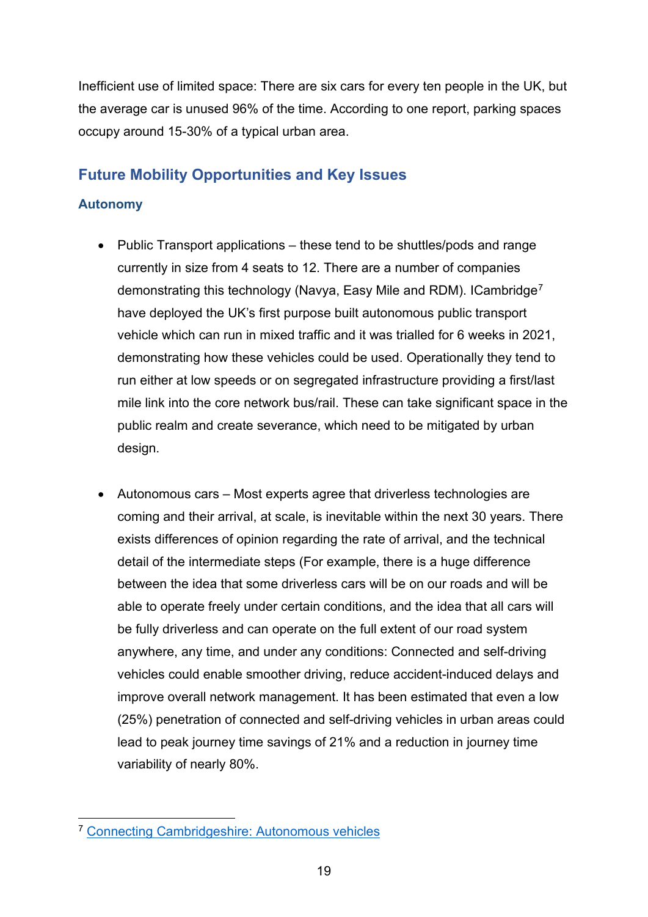Inefficient use of limited space: There are six cars for every ten people in the UK, but the average car is unused 96% of the time. According to one report, parking spaces occupy around 15-30% of a typical urban area.

## Future Mobility Opportunities and Key Issues

### Autonomy

- Public Transport applications – these tend to be shuttles/pods and range currently in size from 4 seats to 12. There are a number of companies demonstrating this technology (Navya, Easy Mile and RDM). ICambridge[7] have deployed the UK's first purpose built autonomous public transport vehicle which can run in mixed traffic and it was trialled for 6 weeks in 2021, demonstrating how these vehicles could be used. Operationally they tend to run either at low speeds or on segregated infrastructure providing a first/last mile link into the core network bus/rail. These can take significant space in the public realm and create severance, which need to be mitigated by urban design.

- Autonomous cars – Most experts agree that driverless technologies are coming and their arrival, at scale, is inevitable within the next 30 years. There exists differences of opinion regarding the rate of arrival, and the technical detail of the intermediate steps (For example, there is a huge difference between the idea that some driverless cars will be on our roads and will be able to operate freely under certain conditions, and the idea that all cars will be fully driverless and can operate on the full extent of our road system anywhere, any time, and under any conditions: Connected and self-driving vehicles could enable smoother driving, reduce accident-induced delays and improve overall network management. It has been estimated that even a low (25%) penetration of connected and self-driving vehicles in urban areas could lead to peak journey time savings of 21% and a reduction in journey time variability of nearly 80%.

---

[7] [Connecting Cambridgeshire: Autonomous vehicles]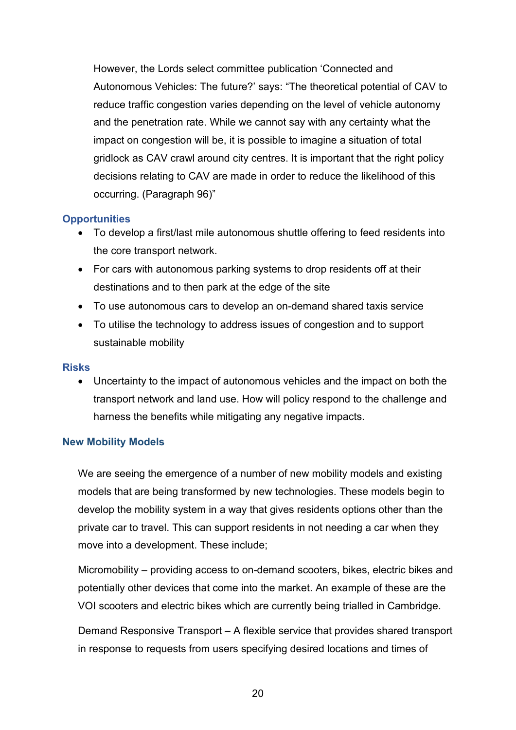However, the Lords select committee publication 'Connected and Autonomous Vehicles: The future?' says: "The theoretical potential of CAV to reduce traffic congestion varies depending on the level of vehicle autonomy and the penetration rate. While we cannot say with any certainty what the impact on congestion will be, it is possible to imagine a situation of total gridlock as CAV crawl around city centres. It is important that the right policy decisions relating to CAV are made in order to reduce the likelihood of this occurring. (Paragraph 96)"

### Opportunities

- To develop a first/last mile autonomous shuttle offering to feed residents into the core transport network.
- For cars with autonomous parking systems to drop residents off at their destinations and to then park at the edge of the site
- To use autonomous cars to develop an on-demand shared taxis service
- To utilise the technology to address issues of congestion and to support sustainable mobility

### Risks

- Uncertainty to the impact of autonomous vehicles and the impact on both the transport network and land use. How will policy respond to the challenge and harness the benefits while mitigating any negative impacts.

## New Mobility Models

We are seeing the emergence of a number of new mobility models and existing models that are being transformed by new technologies. These models begin to develop the mobility system in a way that gives residents options other than the private car to travel. This can support residents in not needing a car when they move into a development. These include;

Micromobility – providing access to on-demand scooters, bikes, electric bikes and potentially other devices that come into the market. An example of these are the VOI scooters and electric bikes which are currently being trialled in Cambridge.

Demand Responsive Transport – A flexible service that provides shared transport in response to requests from users specifying desired locations and times of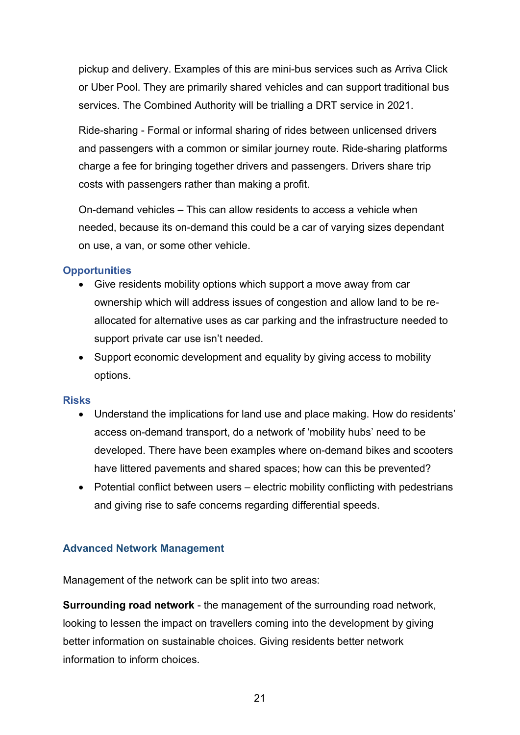pickup and delivery. Examples of this are mini-bus services such as Arriva Click or Uber Pool. They are primarily shared vehicles and can support traditional bus services. The Combined Authority will be trialling a DRT service in 2021.

Ride-sharing - Formal or informal sharing of rides between unlicensed drivers and passengers with a common or similar journey route. Ride-sharing platforms charge a fee for bringing together drivers and passengers. Drivers share trip costs with passengers rather than making a profit.

On-demand vehicles – This can allow residents to access a vehicle when needed, because its on-demand this could be a car of varying sizes dependant on use, a van, or some other vehicle.

#### Opportunities

- Give residents mobility options which support a move away from car ownership which will address issues of congestion and allow land to be re-allocated for alternative uses as car parking and the infrastructure needed to support private car use isn't needed.
- Support economic development and equality by giving access to mobility options.

#### Risks

- Understand the implications for land use and place making. How do residents' access on-demand transport, do a network of 'mobility hubs' need to be developed. There have been examples where on-demand bikes and scooters have littered pavements and shared spaces; how can this be prevented?
- Potential conflict between users – electric mobility conflicting with pedestrians and giving rise to safe concerns regarding differential speeds.

### Advanced Network Management

Management of the network can be split into two areas:

**Surrounding road network** - the management of the surrounding road network, looking to lessen the impact on travellers coming into the development by giving better information on sustainable choices. Giving residents better network information to inform choices.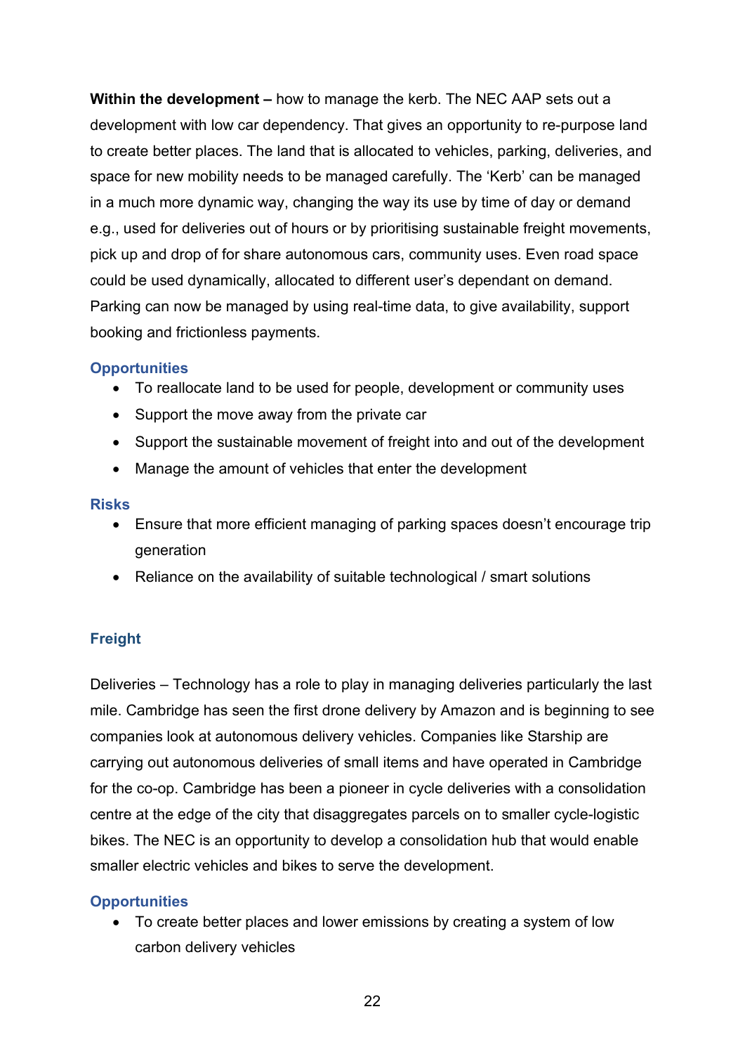**Within the development –** how to manage the kerb. The NEC AAP sets out a development with low car dependency. That gives an opportunity to re-purpose land to create better places. The land that is allocated to vehicles, parking, deliveries, and space for new mobility needs to be managed carefully. The 'Kerb' can be managed in a much more dynamic way, changing the way its use by time of day or demand e.g., used for deliveries out of hours or by prioritising sustainable freight movements, pick up and drop of for share autonomous cars, community uses. Even road space could be used dynamically, allocated to different user's dependant on demand. Parking can now be managed by using real-time data, to give availability, support booking and frictionless payments.

#### Opportunities

- To reallocate land to be used for people, development or community uses
- Support the move away from the private car
- Support the sustainable movement of freight into and out of the development
- Manage the amount of vehicles that enter the development

#### Risks

- Ensure that more efficient managing of parking spaces doesn't encourage trip generation
- Reliance on the availability of suitable technological / smart solutions

### Freight

Deliveries – Technology has a role to play in managing deliveries particularly the last mile. Cambridge has seen the first drone delivery by Amazon and is beginning to see companies look at autonomous delivery vehicles. Companies like Starship are carrying out autonomous deliveries of small items and have operated in Cambridge for the co-op. Cambridge has been a pioneer in cycle deliveries with a consolidation centre at the edge of the city that disaggregates parcels on to smaller cycle-logistic bikes. The NEC is an opportunity to develop a consolidation hub that would enable smaller electric vehicles and bikes to serve the development.

#### Opportunities

- To create better places and lower emissions by creating a system of low carbon delivery vehicles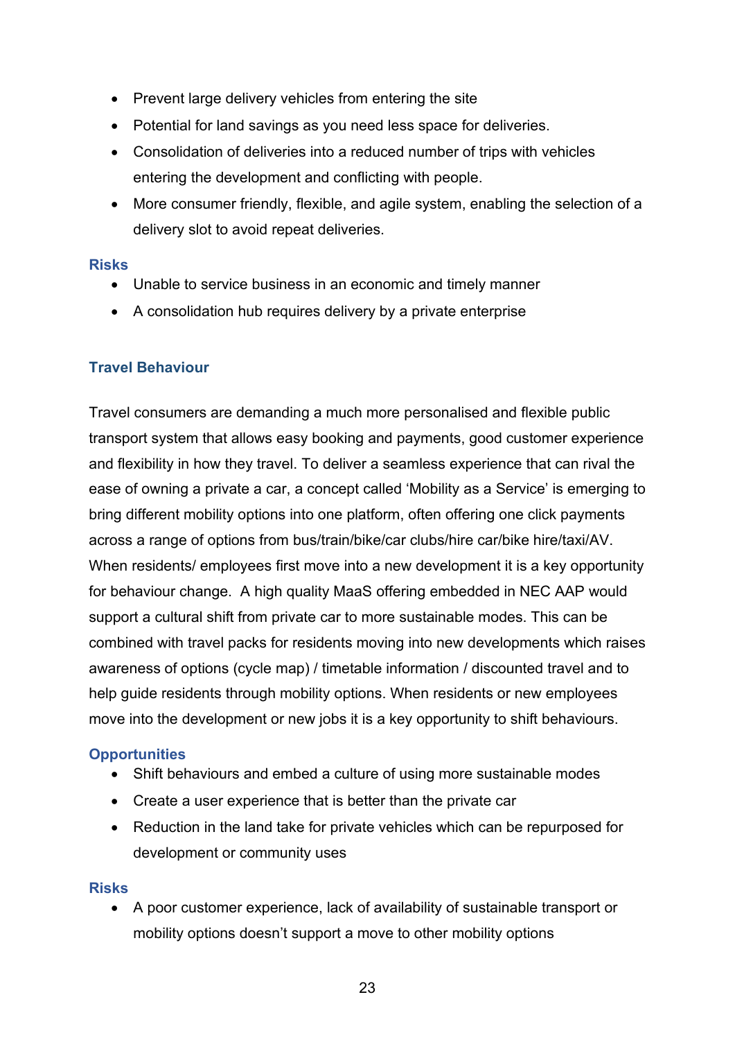- Prevent large delivery vehicles from entering the site
- Potential for land savings as you need less space for deliveries.
- Consolidation of deliveries into a reduced number of trips with vehicles entering the development and conflicting with people.
- More consumer friendly, flexible, and agile system, enabling the selection of a delivery slot to avoid repeat deliveries.

#### Risks

- Unable to service business in an economic and timely manner
- A consolidation hub requires delivery by a private enterprise

### Travel Behaviour

Travel consumers are demanding a much more personalised and flexible public transport system that allows easy booking and payments, good customer experience and flexibility in how they travel. To deliver a seamless experience that can rival the ease of owning a private a car, a concept called 'Mobility as a Service' is emerging to bring different mobility options into one platform, often offering one click payments across a range of options from bus/train/bike/car clubs/hire car/bike hire/taxi/AV. When residents/ employees first move into a new development it is a key opportunity for behaviour change. A high quality MaaS offering embedded in NEC AAP would support a cultural shift from private car to more sustainable modes. This can be combined with travel packs for residents moving into new developments which raises awareness of options (cycle map) / timetable information / discounted travel and to help guide residents through mobility options. When residents or new employees move into the development or new jobs it is a key opportunity to shift behaviours.

#### Opportunities

- Shift behaviours and embed a culture of using more sustainable modes
- Create a user experience that is better than the private car
- Reduction in the land take for private vehicles which can be repurposed for development or community uses

#### Risks

- A poor customer experience, lack of availability of sustainable transport or mobility options doesn't support a move to other mobility options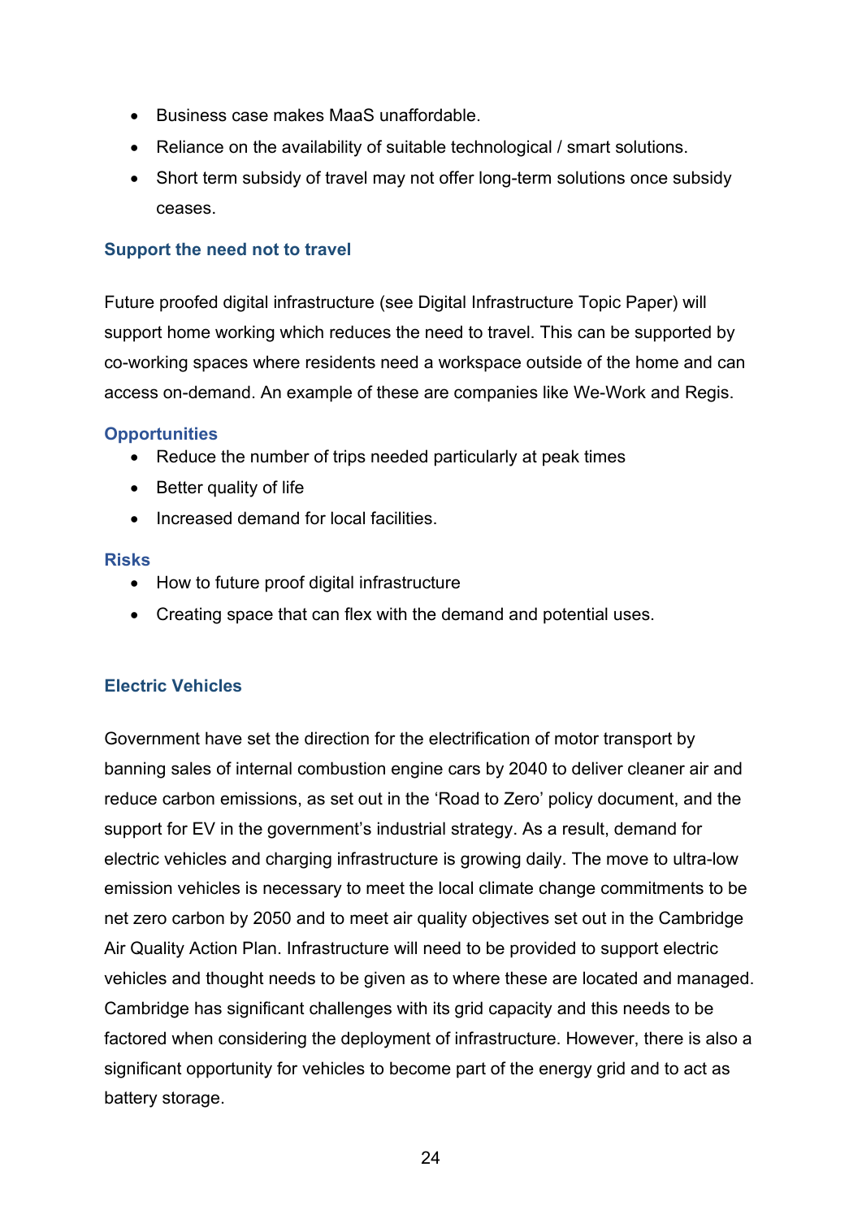- Business case makes MaaS unaffordable.
- Reliance on the availability of suitable technological / smart solutions.
- Short term subsidy of travel may not offer long-term solutions once subsidy ceases.

### Support the need not to travel

Future proofed digital infrastructure (see Digital Infrastructure Topic Paper) will support home working which reduces the need to travel. This can be supported by co-working spaces where residents need a workspace outside of the home and can access on-demand. An example of these are companies like We-Work and Regis.

#### Opportunities

- Reduce the number of trips needed particularly at peak times
- Better quality of life
- Increased demand for local facilities.

#### Risks

- How to future proof digital infrastructure
- Creating space that can flex with the demand and potential uses.

### Electric Vehicles

Government have set the direction for the electrification of motor transport by banning sales of internal combustion engine cars by 2040 to deliver cleaner air and reduce carbon emissions, as set out in the 'Road to Zero' policy document, and the support for EV in the government's industrial strategy. As a result, demand for electric vehicles and charging infrastructure is growing daily. The move to ultra-low emission vehicles is necessary to meet the local climate change commitments to be net zero carbon by 2050 and to meet air quality objectives set out in the Cambridge Air Quality Action Plan. Infrastructure will need to be provided to support electric vehicles and thought needs to be given as to where these are located and managed. Cambridge has significant challenges with its grid capacity and this needs to be factored when considering the deployment of infrastructure. However, there is also a significant opportunity for vehicles to become part of the energy grid and to act as battery storage.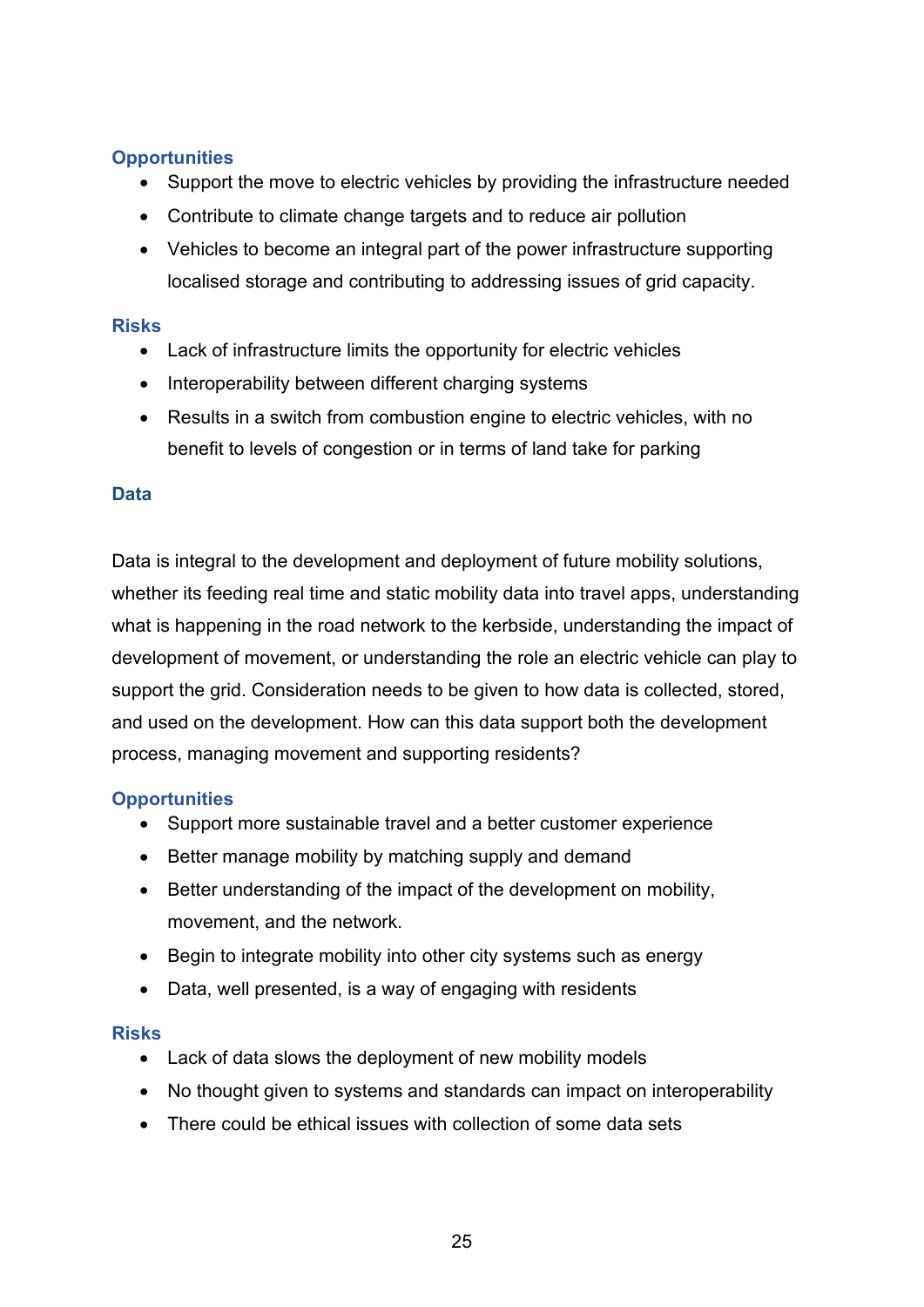### Opportunities

- Support the move to electric vehicles by providing the infrastructure needed
- Contribute to climate change targets and to reduce air pollution
- Vehicles to become an integral part of the power infrastructure supporting localised storage and contributing to addressing issues of grid capacity.

### Risks

- Lack of infrastructure limits the opportunity for electric vehicles
- Interoperability between different charging systems
- Results in a switch from combustion engine to electric vehicles, with no benefit to levels of congestion or in terms of land take for parking

## Data

Data is integral to the development and deployment of future mobility solutions, whether its feeding real time and static mobility data into travel apps, understanding what is happening in the road network to the kerbside, understanding the impact of development of movement, or understanding the role an electric vehicle can play to support the grid. Consideration needs to be given to how data is collected, stored, and used on the development. How can this data support both the development process, managing movement and supporting residents?

### Opportunities

- Support more sustainable travel and a better customer experience
- Better manage mobility by matching supply and demand
- Better understanding of the impact of the development on mobility, movement, and the network.
- Begin to integrate mobility into other city systems such as energy
- Data, well presented, is a way of engaging with residents

### Risks

- Lack of data slows the deployment of new mobility models
- No thought given to systems and standards can impact on interoperability
- There could be ethical issues with collection of some data sets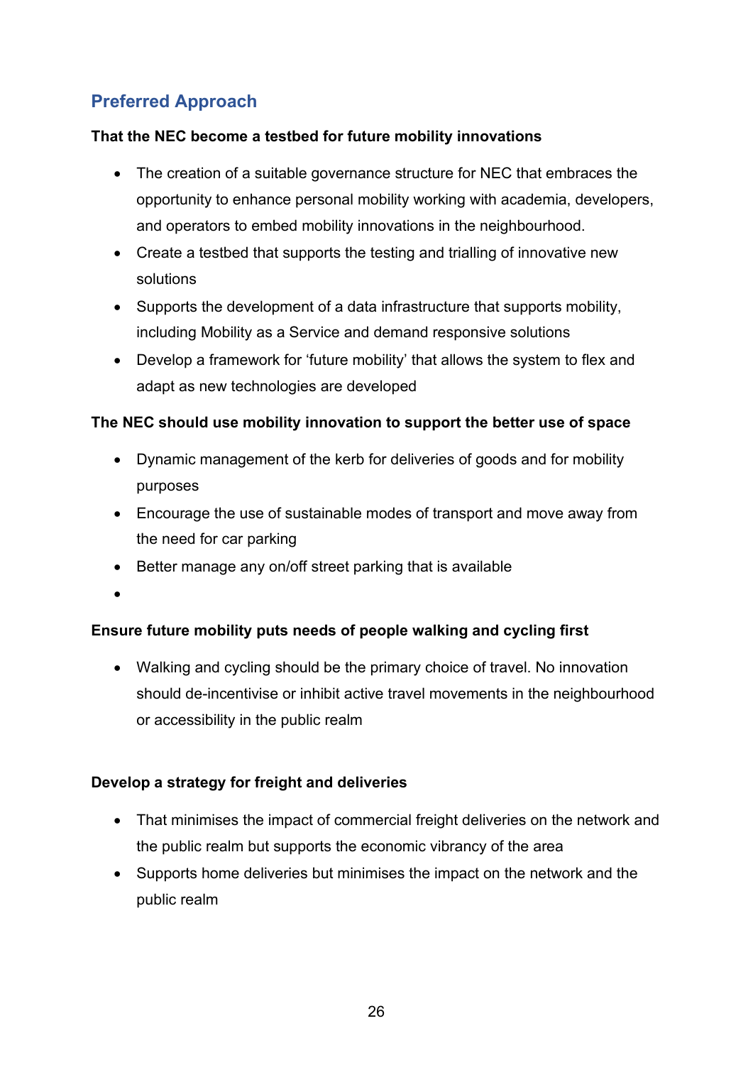## Preferred Approach

**That the NEC become a testbed for future mobility innovations**

- The creation of a suitable governance structure for NEC that embraces the opportunity to enhance personal mobility working with academia, developers, and operators to embed mobility innovations in the neighbourhood.
- Create a testbed that supports the testing and trialling of innovative new solutions
- Supports the development of a data infrastructure that supports mobility, including Mobility as a Service and demand responsive solutions
- Develop a framework for 'future mobility' that allows the system to flex and adapt as new technologies are developed

**The NEC should use mobility innovation to support the better use of space**

- Dynamic management of the kerb for deliveries of goods and for mobility purposes
- Encourage the use of sustainable modes of transport and move away from the need for car parking
- Better manage any on/off street parking that is available
-

**Ensure future mobility puts needs of people walking and cycling first**

- Walking and cycling should be the primary choice of travel. No innovation should de-incentivise or inhibit active travel movements in the neighbourhood or accessibility in the public realm

**Develop a strategy for freight and deliveries**

- That minimises the impact of commercial freight deliveries on the network and the public realm but supports the economic vibrancy of the area
- Supports home deliveries but minimises the impact on the network and the public realm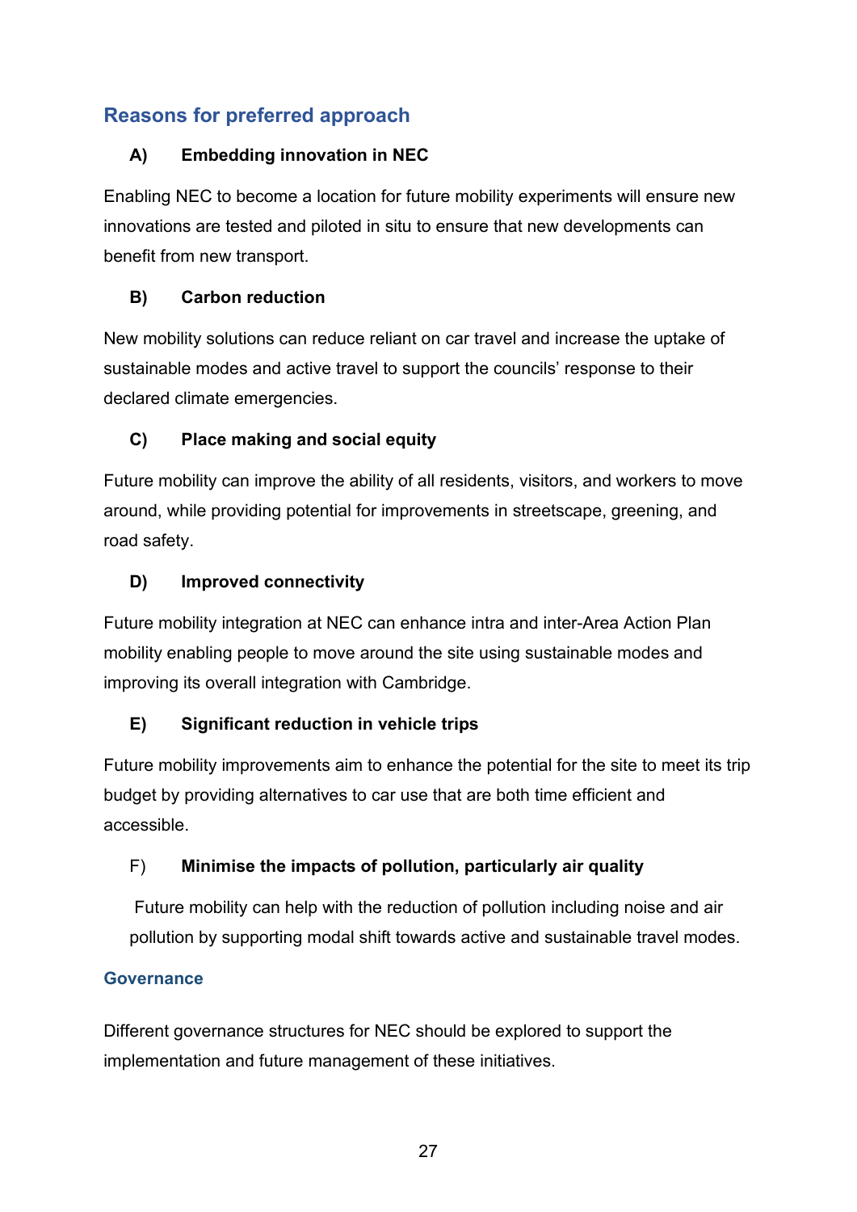## Reasons for preferred approach

### A) Embedding innovation in NEC

Enabling NEC to become a location for future mobility experiments will ensure new innovations are tested and piloted in situ to ensure that new developments can benefit from new transport.

### B) Carbon reduction

New mobility solutions can reduce reliant on car travel and increase the uptake of sustainable modes and active travel to support the councils' response to their declared climate emergencies.

### C) Place making and social equity

Future mobility can improve the ability of all residents, visitors, and workers to move around, while providing potential for improvements in streetscape, greening, and road safety.

### D) Improved connectivity

Future mobility integration at NEC can enhance intra and inter-Area Action Plan mobility enabling people to move around the site using sustainable modes and improving its overall integration with Cambridge.

### E) Significant reduction in vehicle trips

Future mobility improvements aim to enhance the potential for the site to meet its trip budget by providing alternatives to car use that are both time efficient and accessible.

### F) Minimise the impacts of pollution, particularly air quality

Future mobility can help with the reduction of pollution including noise and air pollution by supporting modal shift towards active and sustainable travel modes.

## Governance

Different governance structures for NEC should be explored to support the implementation and future management of these initiatives.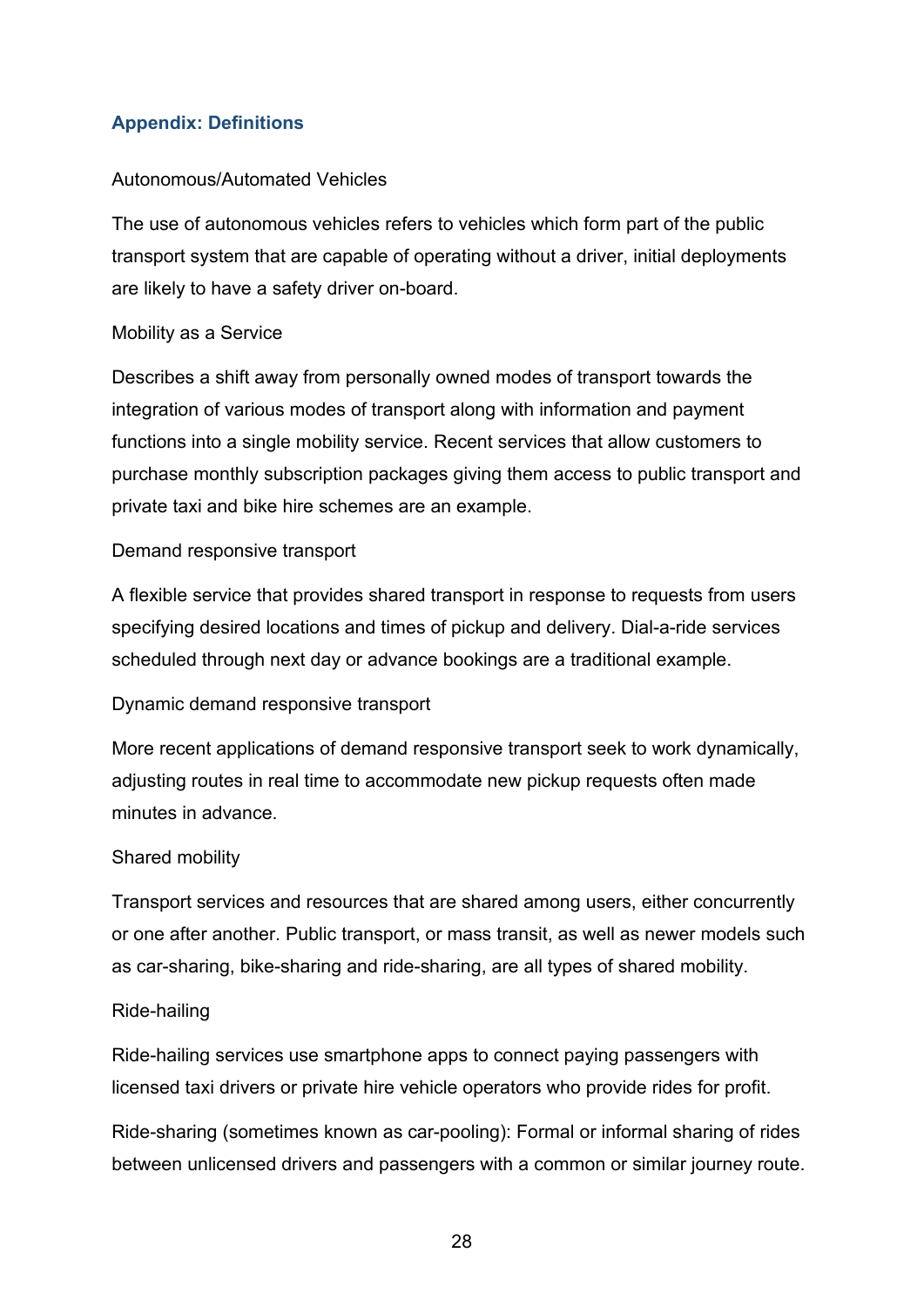## Appendix: Definitions

Autonomous/Automated Vehicles

The use of autonomous vehicles refers to vehicles which form part of the public transport system that are capable of operating without a driver, initial deployments are likely to have a safety driver on-board.

Mobility as a Service

Describes a shift away from personally owned modes of transport towards the integration of various modes of transport along with information and payment functions into a single mobility service. Recent services that allow customers to purchase monthly subscription packages giving them access to public transport and private taxi and bike hire schemes are an example.

Demand responsive transport

A flexible service that provides shared transport in response to requests from users specifying desired locations and times of pickup and delivery. Dial-a-ride services scheduled through next day or advance bookings are a traditional example.

Dynamic demand responsive transport

More recent applications of demand responsive transport seek to work dynamically, adjusting routes in real time to accommodate new pickup requests often made minutes in advance.

Shared mobility

Transport services and resources that are shared among users, either concurrently or one after another. Public transport, or mass transit, as well as newer models such as car-sharing, bike-sharing and ride-sharing, are all types of shared mobility.

Ride-hailing

Ride-hailing services use smartphone apps to connect paying passengers with licensed taxi drivers or private hire vehicle operators who provide rides for profit.

Ride-sharing (sometimes known as car-pooling): Formal or informal sharing of rides between unlicensed drivers and passengers with a common or similar journey route.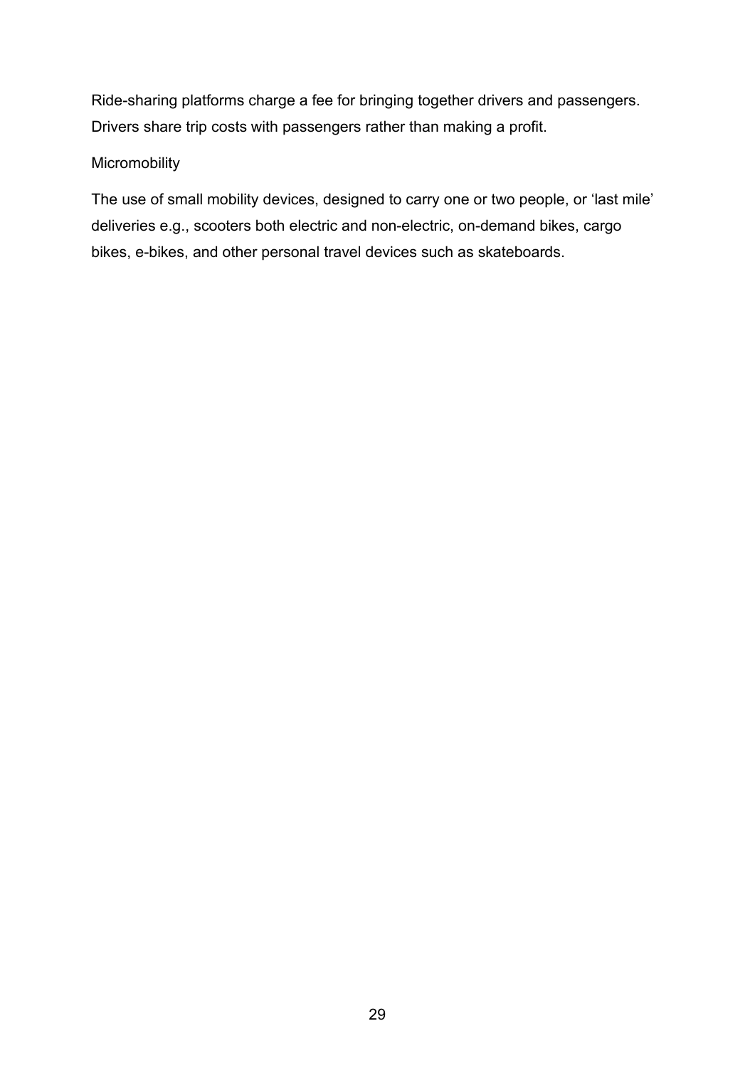Ride-sharing platforms charge a fee for bringing together drivers and passengers. Drivers share trip costs with passengers rather than making a profit.

Micromobility

The use of small mobility devices, designed to carry one or two people, or 'last mile' deliveries e.g., scooters both electric and non-electric, on-demand bikes, cargo bikes, e-bikes, and other personal travel devices such as skateboards.